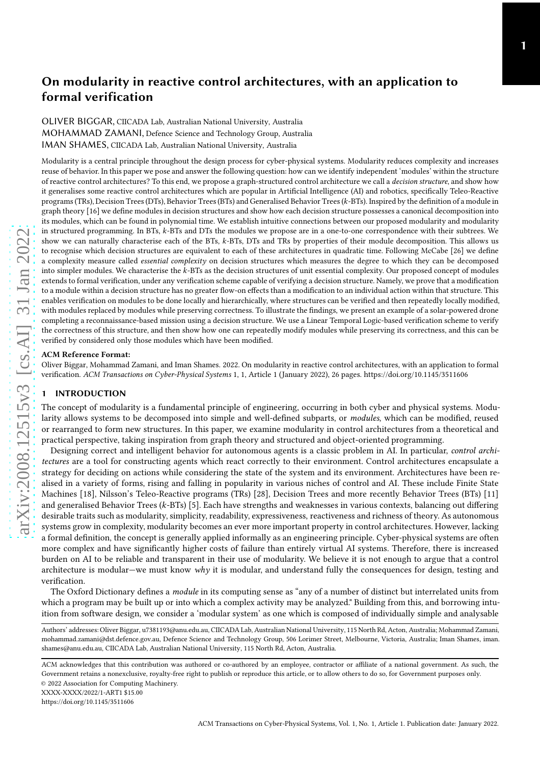# On modularity in reactive control architectures, with an application to formal verification

OLIVER BIGGAR, CIICADA Lab, Australian National University, Australia
MOHAMMAD ZAMANI, Defence Science and Technology Group, Australia
IMAN SHAMES, CIICADA Lab, Australian National University, Australia

Modularity is a central principle throughout the design process for cyber-physical systems. Modularity reduces complexity and increases reuse of behavior. In this paper we pose and answer the following question: how can we identify independent 'modules' within the structure of reactive control architectures? To this end, we propose a graph-structured control architecture we call a *decision structure*, and show how it generalises some reactive control architectures which are popular in Artificial Intelligence (AI) and robotics, specifically Teleo-Reactive programs (TRs), Decision Trees (DTs), Behavior Trees (BTs) and Generalised Behavior Trees ($k$-BTs). Inspired by the definition of a module in graph theory [16] we define modules in decision structures and show how each decision structure possesses a canonical decomposition into its modules, which can be found in polynomial time. We establish intuitive connections between our proposed modularity and modularity in structured programming. In BTs, $k$-BTs and DTs the modules we propose are in a one-to-one correspondence with their subtrees. We show we can naturally characterise each of the BTs, $k$-BTs, DTs and TRs by properties of their module decomposition. This allows us to recognise which decision structures are equivalent to each of these architectures in quadratic time. Following McCabe [26] we define a complexity measure called *essential complexity* on decision structures which measures the degree to which they can be decomposed into simpler modules. We characterise the $k$-BTs as the decision structures of unit essential complexity. Our proposed concept of modules extends to formal verification, under any verification scheme capable of verifying a decision structure. Namely, we prove that a modification to a module within a decision structure has no greater flow-on effects than a modification to an individual action within that structure. This enables verification on modules to be done locally and hierarchically, where structures can be verified and then repeatedly locally modified, with modules replaced by modules while preserving correctness. To illustrate the findings, we present an example of a solar-powered drone completing a reconnaissance-based mission using a decision structure. We use a Linear Temporal Logic-based verification scheme to verify the correctness of this structure, and then show how one can repeatedly modify modules while preserving its correctness, and this can be verified by considered only those modules which have been modified.

**ACM Reference Format:**
Oliver Biggar, Mohammad Zamani, and Iman Shames. 2022. On modularity in reactive control architectures, with an application to formal verification. *ACM Transactions on Cyber-Physical Systems* 1, 1, Article 1 (January 2022), 26 pages. https://doi.org/10.1145/3511606

## 1 INTRODUCTION

The concept of modularity is a fundamental principle of engineering, occurring in both cyber and physical systems. Modularity allows systems to be decomposed into simple and well-defined subparts, or *modules*, which can be modified, reused or rearranged to form new structures. In this paper, we examine modularity in control architectures from a theoretical and practical perspective, taking inspiration from graph theory and structured and object-oriented programming.

Designing correct and intelligent behavior for autonomous agents is a classic problem in AI. In particular, *control architectures* are a tool for constructing agents which react correctly to their environment. Control architectures encapsulate a strategy for deciding on actions while considering the state of the system and its environment. Architectures have been realised in a variety of forms, rising and falling in popularity in various niches of control and AI. These include Finite State Machines [18], Nilsson's Teleo-Reactive programs (TRs) [28], Decision Trees and more recently Behavior Trees (BTs) [11] and generalised Behavior Trees ($k$-BTs) [5]. Each have strengths and weaknesses in various contexts, balancing out differing desirable traits such as modularity, simplicity, readability, expressiveness, reactiveness and richness of theory. As autonomous systems grow in complexity, modularity becomes an ever more important property in control architectures. However, lacking a formal definition, the concept is generally applied informally as an engineering principle. Cyber-physical systems are often more complex and have significantly higher costs of failure than entirely virtual AI systems. Therefore, there is increased burden on AI to be reliable and transparent in their use of modularity. We believe it is not enough to argue that a control architecture is modular—we must know *why* it is modular, and understand fully the consequences for design, testing and verification.

The Oxford Dictionary defines a *module* in its computing sense as "any of a number of distinct but interrelated units from which a program may be built up or into which a complex activity may be analyzed." Building from this, and borrowing intuition from software design, we consider a 'modular system' as one which is composed of individually simple and analysable

Authors' addresses: Oliver Biggar, u7381193@anu.edu.au, CIICADA Lab, Australian National University, 115 North Rd, Acton, Australia; Mohammad Zamani, mohammad.zamani@dst.defence.gov.au, Defence Science and Technology Group, 506 Lorimer Street, Melbourne, Victoria, Australia; Iman Shames, iman.shames@anu.edu.au, CIICADA Lab, Australian National University, 115 North Rd, Acton, Australia.

ACM acknowledges that this contribution was authored or co-authored by an employee, contractor or affiliate of a national government. As such, the Government retains a nonexclusive, royalty-free right to publish or reproduce this article, or to allow others to do so, for Government purposes only.
© 2022 Association for Computing Machinery.
XXXX-XXXX/2022/1-ART1 $15.00
https://doi.org/10.1145/3511606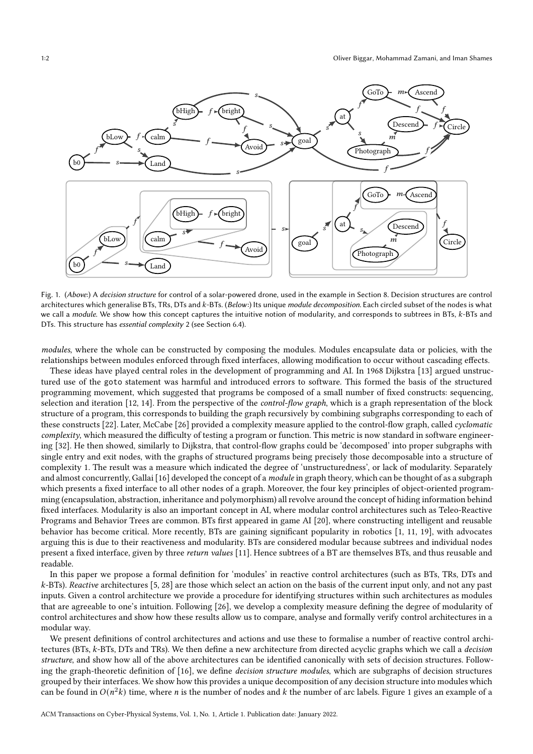Fig. 1. (*Above:*) A *decision structure* for control of a solar-powered drone, used in the example in Section 8. Decision structures are control architectures which generalise BTs, TRs, DTs and $k$-BTs. (*Below:*) Its unique *module decomposition*. Each circled subset of the nodes is what we call a *module*. We show how this concept captures the intuitive notion of modularity, and corresponds to subtrees in BTs, $k$-BTs and DTs. This structure has *essential complexity* 2 (see Section 6.4).

*modules*, where the whole can be constructed by composing the modules. Modules encapsulate data or policies, with the relationships between modules enforced through fixed interfaces, allowing modification to occur without cascading effects.

These ideas have played central roles in the development of programming and AI. In 1968 Dijkstra [13] argued unstructured use of the goto statement was harmful and introduced errors to software. This formed the basis of the structured programming movement, which suggested that programs be composed of a small number of fixed constructs: sequencing, selection and iteration [12, 14]. From the perspective of the *control-flow graph*, which is a graph representation of the block structure of a program, this corresponds to building the graph recursively by combining subgraphs corresponding to each of these constructs [22]. Later, McCabe [26] provided a complexity measure applied to the control-flow graph, called *cyclomatic complexity*, which measured the difficulty of testing a program or function. This metric is now standard in software engineering [32]. He then showed, similarly to Dijkstra, that control-flow graphs could be 'decomposed' into proper subgraphs with single entry and exit nodes, with the graphs of structured programs being precisely those decomposable into a structure of complexity 1. The result was a measure which indicated the degree of 'unstructuredness', or lack of modularity. Separately and almost concurrently, Gallai [16] developed the concept of a *module* in graph theory, which can be thought of as a subgraph which presents a fixed interface to all other nodes of a graph. Moreover, the four key principles of object-oriented programming (encapsulation, abstraction, inheritance and polymorphism) all revolve around the concept of hiding information behind fixed interfaces. Modularity is also an important concept in AI, where modular control architectures such as Teleo-Reactive Programs and Behavior Trees are common. BTs first appeared in game AI [20], where constructing intelligent and reusable behavior has become critical. More recently, BTs are gaining significant popularity in robotics [1, 11, 19], with advocates arguing this is due to their reactiveness and modularity. BTs are considered modular because subtrees and individual nodes present a fixed interface, given by three *return values* [11]. Hence subtrees of a BT are themselves BTs, and thus reusable and readable.

In this paper we propose a formal definition for 'modules' in reactive control architectures (such as BTs, TRs, DTs and $k$-BTs). *Reactive* architectures [5, 28] are those which select an action on the basis of the current input only, and not any past inputs. Given a control architecture we provide a procedure for identifying structures within such architectures as modules that are agreeable to one's intuition. Following [26], we develop a complexity measure defining the degree of modularity of control architectures and show how these results allow us to compare, analyse and formally verify control architectures in a modular way.

We present definitions of control architectures and actions and use these to formalise a number of reactive control architectures (BTs, $k$-BTs, DTs and TRs). We then define a new architecture from directed acyclic graphs which we call a *decision structure*, and show how all of the above architectures can be identified canonically with sets of decision structures. Following the graph-theoretic definition of [16], we define *decision structure modules*, which are subgraphs of decision structures grouped by their interfaces. We show how this provides a unique decomposition of any decision structure into modules which can be found in $O(n^2k)$ time, where $n$ is the number of nodes and $k$ the number of arc labels. Figure 1 gives an example of a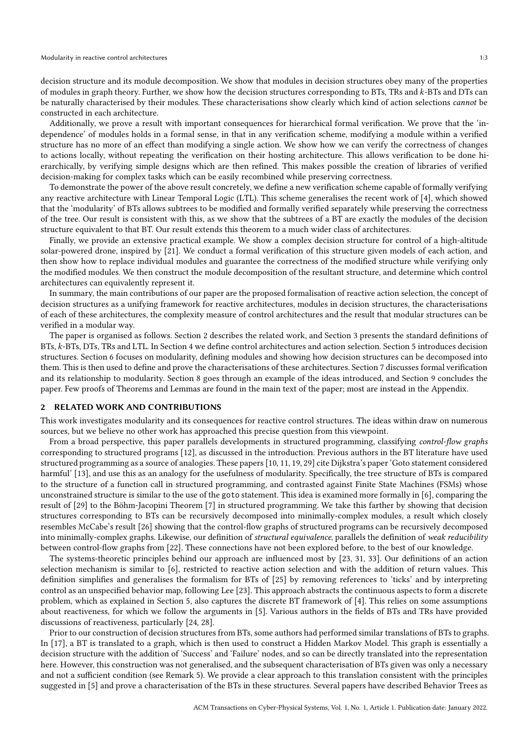decision structure and its module decomposition. We show that modules in decision structures obey many of the properties of modules in graph theory. Further, we show how the decision structures corresponding to BTs, TRs and $k$-BTs and DTs can be naturally characterised by their modules. These characterisations show clearly which kind of action selections *cannot* be constructed in each architecture.

Additionally, we prove a result with important consequences for hierarchical formal verification. We prove that the 'independence' of modules holds in a formal sense, in that in any verification scheme, modifying a module within a verified structure has no more of an effect than modifying a single action. We show how we can verify the correctness of changes to actions locally, without repeating the verification on their hosting architecture. This allows verification to be done hierarchically, by verifying simple designs which are then refined. This makes possible the creation of libraries of verified decision-making for complex tasks which can be easily recombined while preserving correctness.

To demonstrate the power of the above result concretely, we define a new verification scheme capable of formally verifying any reactive architecture with Linear Temporal Logic (LTL). This scheme generalises the recent work of [4], which showed that the 'modularity' of BTs allows subtrees to be modified and formally verified separately while preserving the correctness of the tree. Our result is consistent with this, as we show that the subtrees of a BT are exactly the modules of the decision structure equivalent to that BT. Our result extends this theorem to a much wider class of architectures.

Finally, we provide an extensive practical example. We show a complex decision structure for control of a high-altitude solar-powered drone, inspired by [21]. We conduct a formal verification of this structure given models of each action, and then show how to replace individual modules and guarantee the correctness of the modified structure while verifying only the modified modules. We then construct the module decomposition of the resultant structure, and determine which control architectures can equivalently represent it.

In summary, the main contributions of our paper are the proposed formalisation of reactive action selection, the concept of decision structures as a unifying framework for reactive architectures, modules in decision structures, the characterisations of each of these architectures, the complexity measure of control architectures and the result that modular structures can be verified in a modular way.

The paper is organised as follows. Section 2 describes the related work, and Section 3 presents the standard definitions of BTs, $k$-BTs, DTs, TRs and LTL. In Section 4 we define control architectures and action selection. Section 5 introduces decision structures. Section 6 focuses on modularity, defining modules and showing how decision structures can be decomposed into them. This is then used to define and prove the characterisations of these architectures. Section 7 discusses formal verification and its relationship to modularity. Section 8 goes through an example of the ideas introduced, and Section 9 concludes the paper. Few proofs of Theorems and Lemmas are found in the main text of the paper; most are instead in the Appendix.

## 2 RELATED WORK AND CONTRIBUTIONS

This work investigates modularity and its consequences for reactive control structures. The ideas within draw on numerous sources, but we believe no other work has approached this precise question from this viewpoint.

From a broad perspective, this paper parallels developments in structured programming, classifying *control-flow graphs* corresponding to structured programs [12], as discussed in the introduction. Previous authors in the BT literature have used structured programming as a source of analogies. These papers [10, 11, 19, 29] cite Dijkstra's paper 'Goto statement considered harmful' [13], and use this as an analogy for the usefulness of modularity. Specifically, the tree structure of BTs is compared to the structure of a function call in structured programming, and contrasted against Finite State Machines (FSMs) whose unconstrained structure is similar to the use of the goto statement. This idea is examined more formally in [6], comparing the result of [29] to the Böhm-Jacopini Theorem [7] in structured programming. We take this farther by showing that decision structures corresponding to BTs can be recursively decomposed into minimally-complex modules, a result which closely resembles McCabe's result [26] showing that the control-flow graphs of structured programs can be recursively decomposed into minimally-complex graphs. Likewise, our definition of *structural equivalence*, parallels the definition of *weak reducibility* between control-flow graphs from [22]. These connections have not been explored before, to the best of our knowledge.

The systems-theoretic principles behind our approach are influenced most by [23, 31, 33]. Our definitions of an action selection mechanism is similar to [6], restricted to reactive action selection and with the addition of return values. This definition simplifies and generalises the formalism for BTs of [25] by removing references to 'ticks' and by interpreting control as an unspecified behavior map, following Lee [23]. This approach abstracts the continuous aspects to form a discrete problem, which as explained in Section 5, also captures the discrete BT framework of [4]. This relies on some assumptions about reactiveness, for which we follow the arguments in [5]. Various authors in the fields of BTs and TRs have provided discussions of reactiveness, particularly [24, 28].

Prior to our construction of decision structures from BTs, some authors had performed similar translations of BTs to graphs. In [17], a BT is translated to a graph, which is then used to construct a Hidden Markov Model. This graph is essentially a decision structure with the addition of 'Success' and 'Failure' nodes, and so can be directly translated into the representation here. However, this construction was not generalised, and the subsequent characterisation of BTs given was only a necessary and not a sufficient condition (see Remark 5). We provide a clear approach to this translation consistent with the principles suggested in [5] and prove a characterisation of the BTs in these structures. Several papers have described Behavior Trees as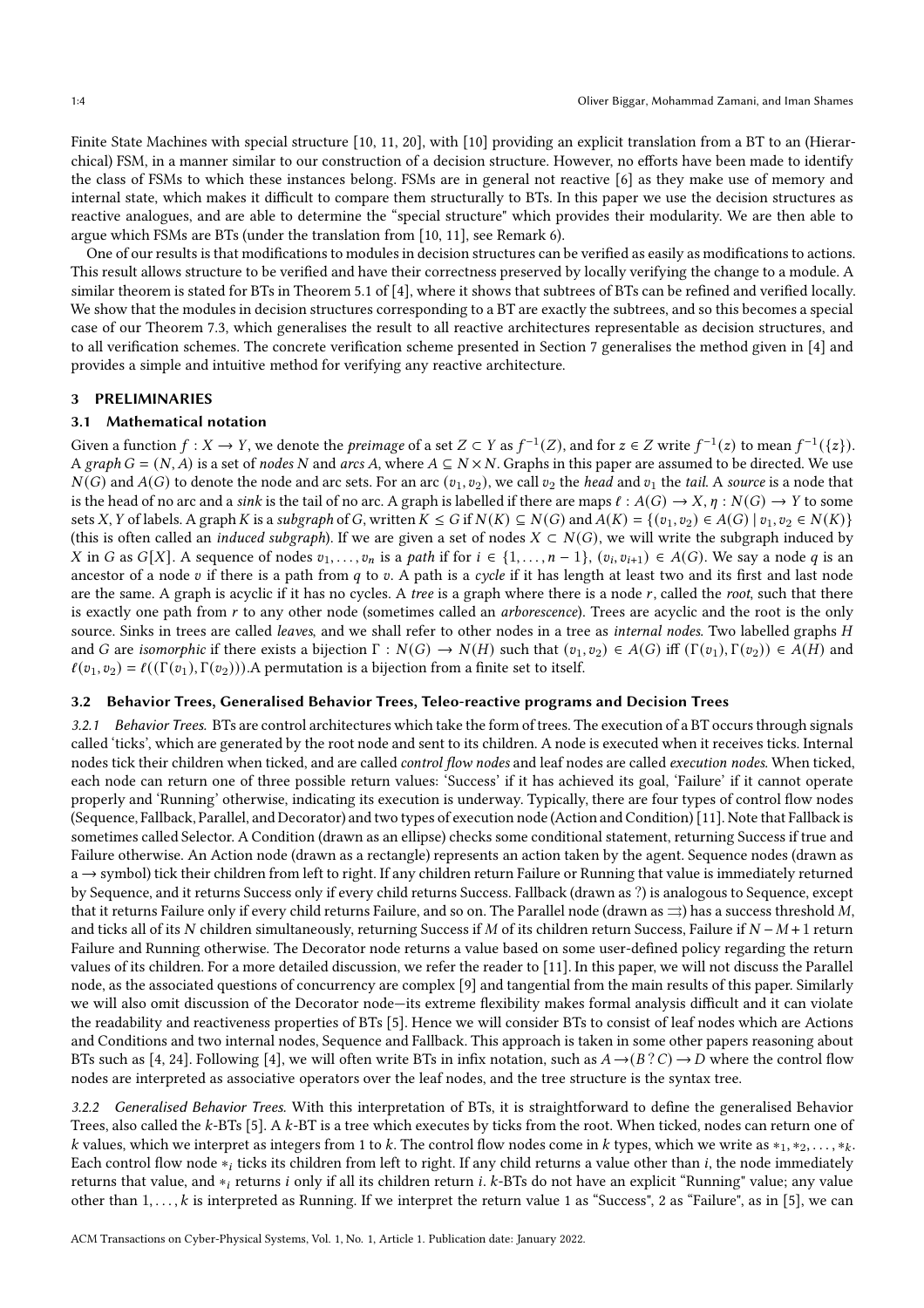Finite State Machines with special structure [10, 11, 20], with [10] providing an explicit translation from a BT to an (Hierarchical) FSM, in a manner similar to our construction of a decision structure. However, no efforts have been made to identify the class of FSMs to which these instances belong. FSMs are in general not reactive [6] as they make use of memory and internal state, which makes it difficult to compare them structurally to BTs. In this paper we use the decision structures as reactive analogues, and are able to determine the "special structure" which provides their modularity. We are then able to argue which FSMs are BTs (under the translation from [10, 11], see Remark 6).

One of our results is that modifications to modules in decision structures can be verified as easily as modifications to actions. This result allows structure to be verified and have their correctness preserved by locally verifying the change to a module. A similar theorem is stated for BTs in Theorem 5.1 of [4], where it shows that subtrees of BTs can be refined and verified locally. We show that the modules in decision structures corresponding to a BT are exactly the subtrees, and so this becomes a special case of our Theorem 7.3, which generalises the result to all reactive architectures representable as decision structures, and to all verification schemes. The concrete verification scheme presented in Section 7 generalises the method given in [4] and provides a simple and intuitive method for verifying any reactive architecture.

## 3 PRELIMINARIES

### 3.1 Mathematical notation

Given a function $f : X \to Y$, we denote the *preimage* of a set $Z \subset Y$ as $f^{-1}(Z)$, and for $z \in Z$ write $f^{-1}(z)$ to mean $f^{-1}(\{z\})$. A *graph* $G = (N, A)$ is a set of *nodes* $N$ and *arcs* $A$, where $A \subseteq N \times N$. Graphs in this paper are assumed to be directed. We use $N(G)$ and $A(G)$ to denote the node and arc sets. For an arc $(v_1, v_2)$, we call $v_2$ the *head* and $v_1$ the *tail*. A *source* is a node that is the head of no arc and a *sink* is the tail of no arc. A graph is labelled if there are maps $\ell : A(G) \to X, \eta : N(G) \to Y$ to some sets $X, Y$ of labels. A graph $K$ is a *subgraph* of $G$, written $K \leq G$ if $N(K) \subseteq N(G)$ and $A(K) = \{(v_1, v_2) \in A(G) \mid v_1, v_2 \in N(K)\}$ (this is often called an *induced subgraph*). If we are given a set of nodes $X \subset N(G)$, we will write the subgraph induced by $X$ in $G$ as $G[X]$. A sequence of nodes $v_1, \dots, v_n$ is a *path* if for $i \in \{1, \dots, n-1\}$, $(v_i, v_{i+1}) \in A(G)$. We say a node $q$ is an ancestor of a node $v$ if there is a path from $q$ to $v$. A path is a *cycle* if it has length at least two and its first and last node are the same. A graph is acyclic if it has no cycles. A *tree* is a graph where there is a node $r$, called the *root*, such that there is exactly one path from $r$ to any other node (sometimes called an *arborescence*). Trees are acyclic and the root is the only source. Sinks in trees are called *leaves*, and we shall refer to other nodes in a tree as *internal nodes*. Two labelled graphs $H$ and $G$ are *isomorphic* if there exists a bijection $\Gamma : N(G) \to N(H)$ such that $(v_1, v_2) \in A(G)$ iff $(\Gamma(v_1), \Gamma(v_2)) \in A(H)$ and $\ell(v_1, v_2) = \ell((\Gamma(v_1), \Gamma(v_2)))$.A permutation is a bijection from a finite set to itself.

### 3.2 Behavior Trees, Generalised Behavior Trees, Teleo-reactive programs and Decision Trees

*3.2.1 Behavior Trees.* BTs are control architectures which take the form of trees. The execution of a BT occurs through signals called 'ticks', which are generated by the root node and sent to its children. A node is executed when it receives ticks. Internal nodes tick their children when ticked, and are called *control flow nodes* and leaf nodes are called *execution nodes*. When ticked, each node can return one of three possible return values: 'Success' if it has achieved its goal, 'Failure' if it cannot operate properly and 'Running' otherwise, indicating its execution is underway. Typically, there are four types of control flow nodes (Sequence, Fallback, Parallel, and Decorator) and two types of execution node (Action and Condition) [11]. Note that Fallback is sometimes called Selector. A Condition (drawn as an ellipse) checks some conditional statement, returning Success if true and Failure otherwise. An Action node (drawn as a rectangle) represents an action taken by the agent. Sequence nodes (drawn as a $\rightarrow$ symbol) tick their children from left to right. If any children return Failure or Running that value is immediately returned by Sequence, and it returns Success only if every child returns Success. Fallback (drawn as ?) is analogous to Sequence, except that it returns Failure only if every child returns Failure, and so on. The Parallel node (drawn as $\rightrightarrows$) has a success threshold $M$, and ticks all of its $N$ children simultaneously, returning Success if $M$ of its children return Success, Failure if $N - M + 1$ return Failure and Running otherwise. The Decorator node returns a value based on some user-defined policy regarding the return values of its children. For a more detailed discussion, we refer the reader to [11]. In this paper, we will not discuss the Parallel node, as the associated questions of concurrency are complex [9] and tangential from the main results of this paper. Similarly we will also omit discussion of the Decorator node—its extreme flexibility makes formal analysis difficult and it can violate the readability and reactiveness properties of BTs [5]. Hence we will consider BTs to consist of leaf nodes which are Actions and Conditions and two internal nodes, Sequence and Fallback. This approach is taken in some other papers reasoning about BTs such as [4, 24]. Following [4], we will often write BTs in infix notation, such as $A \rightarrow (B \mathbin{?} C) \rightarrow D$ where the control flow nodes are interpreted as associative operators over the leaf nodes, and the tree structure is the syntax tree.

*3.2.2 Generalised Behavior Trees.* With this interpretation of BTs, it is straightforward to define the generalised Behavior Trees, also called the $k$-BTs [5]. A $k$-BT is a tree which executes by ticks from the root. When ticked, nodes can return one of $k$ values, which we interpret as integers from 1 to $k$. The control flow nodes come in $k$ types, which we write as $*_1, *_2, \dots, *_k$. Each control flow node $*_i$ ticks its children from left to right. If any child returns a value other than $i$, the node immediately returns that value, and $*_i$ returns $i$ only if all its children return $i$. $k$-BTs do not have an explicit "Running" value; any value other than $1, \dots, k$ is interpreted as Running. If we interpret the return value 1 as "Success", 2 as "Failure", as in [5], we can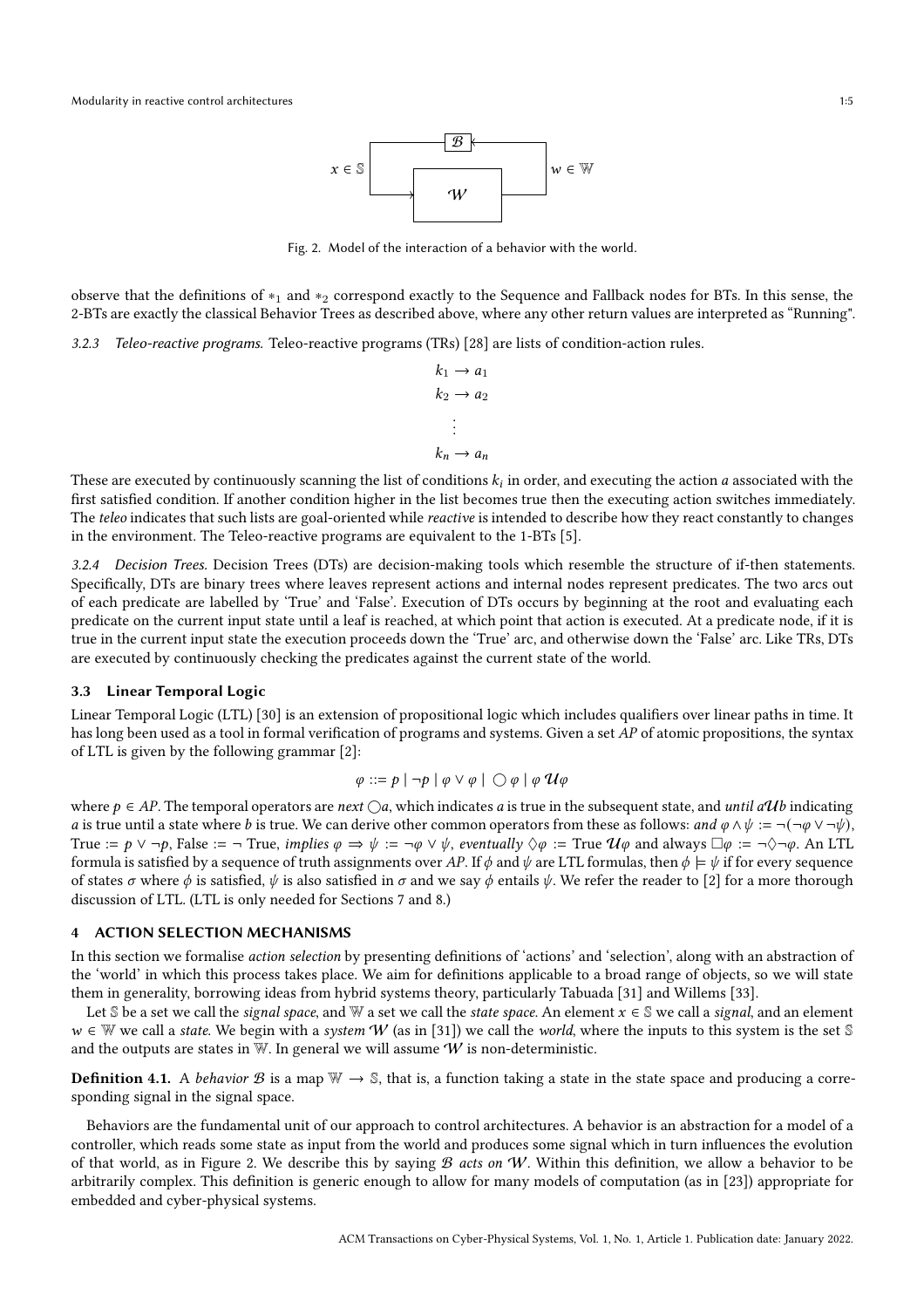Fig. 2. Model of the interaction of a behavior with the world.

observe that the definitions of $*_1$ and $*_2$ correspond exactly to the Sequence and Fallback nodes for BTs. In this sense, the 2-BTs are exactly the classical Behavior Trees as described above, where any other return values are interpreted as "Running".

#### 3.2.3 Teleo-reactive programs.

Teleo-reactive programs (TRs) [28] are lists of condition-action rules.

$$
\begin{gathered}
k_1 \rightarrow a_1 \\
k_2 \rightarrow a_2 \\
\vdots \\
k_n \rightarrow a_n
\end{gathered}
$$

These are executed by continuously scanning the list of conditions $k_i$ in order, and executing the action $a$ associated with the first satisfied condition. If another condition higher in the list becomes true then the executing action switches immediately. The *teleo* indicates that such lists are goal-oriented while *reactive* is intended to describe how they react constantly to changes in the environment. The Teleo-reactive programs are equivalent to the 1-BTs [5].

#### 3.2.4 Decision Trees.

Decision Trees (DTs) are decision-making tools which resemble the structure of if-then statements. Specifically, DTs are binary trees where leaves represent actions and internal nodes represent predicates. The two arcs out of each predicate are labelled by 'True' and 'False'. Execution of DTs occurs by beginning at the root and evaluating each predicate on the current input state until a leaf is reached, at which point that action is executed. At a predicate node, if it is true in the current input state the execution proceeds down the 'True' arc, and otherwise down the 'False' arc. Like TRs, DTs are executed by continuously checking the predicates against the current state of the world.

### 3.3 Linear Temporal Logic

Linear Temporal Logic (LTL) [30] is an extension of propositional logic which includes qualifiers over linear paths in time. It has long been used as a tool in formal verification of programs and systems. Given a set $AP$ of atomic propositions, the syntax of LTL is given by the following grammar [2]:

$$\varphi ::= p \mid \neg p \mid \varphi \vee \varphi \mid \bigcirc \varphi \mid \varphi \, \mathcal{U} \varphi$$

where $p \in AP$. The temporal operators are *next* $\bigcirc a$, which indicates $a$ is true in the subsequent state, and *until* $a \mathcal{U} b$ indicating $a$ is true until a state where $b$ is true. We can derive other common operators from these as follows: *and* $\varphi \wedge \psi := \neg(\neg\varphi \vee \neg\psi)$, True $:= p \vee \neg p$, False $:= \neg$ True, *implies* $\varphi \Rightarrow \psi := \neg\varphi \vee \psi$, *eventually* $\Diamond\varphi :=$ True $\mathcal{U}\varphi$ and always $\Box\varphi := \neg\Diamond\neg\varphi$. An LTL formula is satisfied by a sequence of truth assignments over $AP$. If $\phi$ and $\psi$ are LTL formulas, then $\phi \models \psi$ if for every sequence of states $\sigma$ where $\phi$ is satisfied, $\psi$ is also satisfied in $\sigma$ and we say $\phi$ entails $\psi$. We refer the reader to [2] for a more thorough discussion of LTL. (LTL is only needed for Sections 7 and 8.)

## 4 ACTION SELECTION MECHANISMS

In this section we formalise *action selection* by presenting definitions of 'actions' and 'selection', along with an abstraction of the 'world' in which this process takes place. We aim for definitions applicable to a broad range of objects, so we will state them in generality, borrowing ideas from hybrid systems theory, particularly Tabuada [31] and Willems [33].

Let $\mathbb{S}$ be a set we call the *signal space*, and $\mathbb{W}$ a set we call the *state space*. An element $x \in \mathbb{S}$ we call a *signal*, and an element $w \in \mathbb{W}$ we call a *state*. We begin with a *system* $\mathcal{W}$ (as in [31]) we call the *world*, where the inputs to this system is the set $\mathbb{S}$ and the outputs are states in $\mathbb{W}$. In general we will assume $\mathcal{W}$ is non-deterministic.

**Definition 4.1.** A *behavior* $\mathcal{B}$ is a map $\mathbb{W} \rightarrow \mathbb{S}$, that is, a function taking a state in the state space and producing a corresponding signal in the signal space.

Behaviors are the fundamental unit of our approach to control architectures. A behavior is an abstraction for a model of a controller, which reads some state as input from the world and produces some signal which in turn influences the evolution of that world, as in Figure 2. We describe this by saying $\mathcal{B}$ *acts on* $\mathcal{W}$. Within this definition, we allow a behavior to be arbitrarily complex. This definition is generic enough to allow for many models of computation (as in [23]) appropriate for embedded and cyber-physical systems.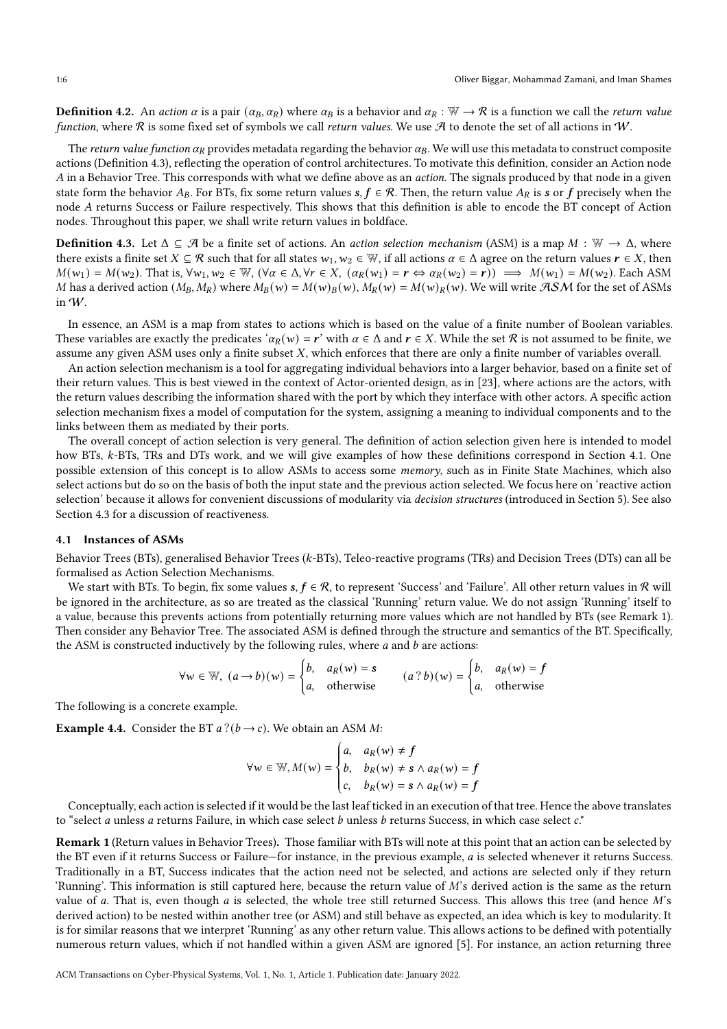**Definition 4.2.** An *action* $\alpha$ is a pair $(\alpha_B, \alpha_R)$ where $\alpha_B$ is a behavior and $\alpha_R : \mathbb{W} \to \mathcal{R}$ is a function we call the *return value function*, where $\mathcal{R}$ is some fixed set of symbols we call *return values*. We use $\mathcal{A}$ to denote the set of all actions in $\mathcal{W}$.

The *return value function* $\alpha_R$ provides metadata regarding the behavior $\alpha_B$. We will use this metadata to construct composite actions (Definition 4.3), reflecting the operation of control architectures. To motivate this definition, consider an Action node $A$ in a Behavior Tree. This corresponds with what we define above as an *action*. The signals produced by that node in a given state form the behavior $A_B$. For BTs, fix some return values $\boldsymbol{s}, \boldsymbol{f} \in \mathcal{R}$. Then, the return value $A_R$ is $\boldsymbol{s}$ or $\boldsymbol{f}$ precisely when the node $A$ returns Success or Failure respectively. This shows that this definition is able to encode the BT concept of Action nodes. Throughout this paper, we shall write return values in boldface.

**Definition 4.3.** Let $\Delta \subseteq \mathcal{A}$ be a finite set of actions. An *action selection mechanism* (ASM) is a map $M : \mathbb{W} \to \Delta$, where there exists a finite set $X \subseteq \mathcal{R}$ such that for all states $w_1, w_2 \in \mathbb{W}$, if all actions $\alpha \in \Delta$ agree on the return values $\boldsymbol{r} \in X$, then $M(w_1) = M(w_2)$. That is, $\forall w_1, w_2 \in \mathbb{W}$, $(\forall \alpha \in \Delta, \forall r \in X,\ (\alpha_R(w_1) = \boldsymbol{r} \Leftrightarrow \alpha_R(w_2) = \boldsymbol{r})) \implies M(w_1) = M(w_2)$. Each ASM $M$ has a derived action $(M_B, M_R)$ where $M_B(w) = M(w)_B(w)$, $M_R(w) = M(w)_R(w)$. We will write $\mathcal{ASM}$ for the set of ASMs in $\mathcal{W}$.

In essence, an ASM is a map from states to actions which is based on the value of a finite number of Boolean variables. These variables are exactly the predicates '$\alpha_R(w) = \boldsymbol{r}$' with $\alpha \in \Delta$ and $\boldsymbol{r} \in X$. While the set $\mathcal{R}$ is not assumed to be finite, we assume any given ASM uses only a finite subset $X$, which enforces that there are only a finite number of variables overall.

An action selection mechanism is a tool for aggregating individual behaviors into a larger behavior, based on a finite set of their return values. This is best viewed in the context of Actor-oriented design, as in [23], where actions are the actors, with the return values describing the information shared with the port by which they interface with other actors. A specific action selection mechanism fixes a model of computation for the system, assigning a meaning to individual components and to the links between them as mediated by their ports.

The overall concept of action selection is very general. The definition of action selection given here is intended to model how BTs, $k$-BTs, TRs and DTs work, and we will give examples of how these definitions correspond in Section 4.1. One possible extension of this concept is to allow ASMs to access some *memory*, such as in Finite State Machines, which also select actions but do so on the basis of both the input state and the previous action selected. We focus here on 'reactive action selection' because it allows for convenient discussions of modularity via *decision structures* (introduced in Section 5). See also Section 4.3 for a discussion of reactiveness.

### 4.1 Instances of ASMs

Behavior Trees (BTs), generalised Behavior Trees ($k$-BTs), Teleo-reactive programs (TRs) and Decision Trees (DTs) can all be formalised as Action Selection Mechanisms.

We start with BTs. To begin, fix some values $\boldsymbol{s}, \boldsymbol{f} \in \mathcal{R}$, to represent 'Success' and 'Failure'. All other return values in $\mathcal{R}$ will be ignored in the architecture, as so are treated as the classical 'Running' return value. We do not assign 'Running' itself to a value, because this prevents actions from potentially returning more values which are not handled by BTs (see Remark 1). Then consider any Behavior Tree. The associated ASM is defined through the structure and semantics of the BT. Specifically, the ASM is constructed inductively by the following rules, where $a$ and $b$ are actions:

$$\forall w \in \mathbb{W},\ (a \to b)(w) = \begin{cases} b, & a_R(w) = \boldsymbol{s} \\ a, & \text{otherwise} \end{cases} \qquad (a \mathbin{?} b)(w) = \begin{cases} b, & a_R(w) = \boldsymbol{f} \\ a, & \text{otherwise} \end{cases}$$

The following is a concrete example.

**Example 4.4.** Consider the BT $a \mathbin{?} (b \to c)$. We obtain an ASM $M$:

$$\forall w \in \mathbb{W}, M(w) = \begin{cases} a, & a_R(w) \neq \boldsymbol{f} \\ b, & b_R(w) \neq \boldsymbol{s} \wedge a_R(w) = \boldsymbol{f} \\ c, & b_R(w) = \boldsymbol{s} \wedge a_R(w) = \boldsymbol{f} \end{cases}$$

Conceptually, each action is selected if it would be the last leaf ticked in an execution of that tree. Hence the above translates to "select $a$ unless $a$ returns Failure, in which case select $b$ unless $b$ returns Success, in which case select $c$."

**Remark 1** (Return values in Behavior Trees). Those familiar with BTs will note at this point that an action can be selected by the BT even if it returns Success or Failure—for instance, in the previous example, $a$ is selected whenever it returns Success. Traditionally in a BT, Success indicates that the action need not be selected, and actions are selected only if they return 'Running'. This information is still captured here, because the return value of $M$'s derived action is the same as the return value of $a$. That is, even though $a$ is selected, the whole tree still returned Success. This allows this tree (and hence $M$'s derived action) to be nested within another tree (or ASM) and still behave as expected, an idea which is key to modularity. It is for similar reasons that we interpret 'Running' as any other return value. This allows actions to be defined with potentially numerous return values, which if not handled within a given ASM are ignored [5]. For instance, an action returning three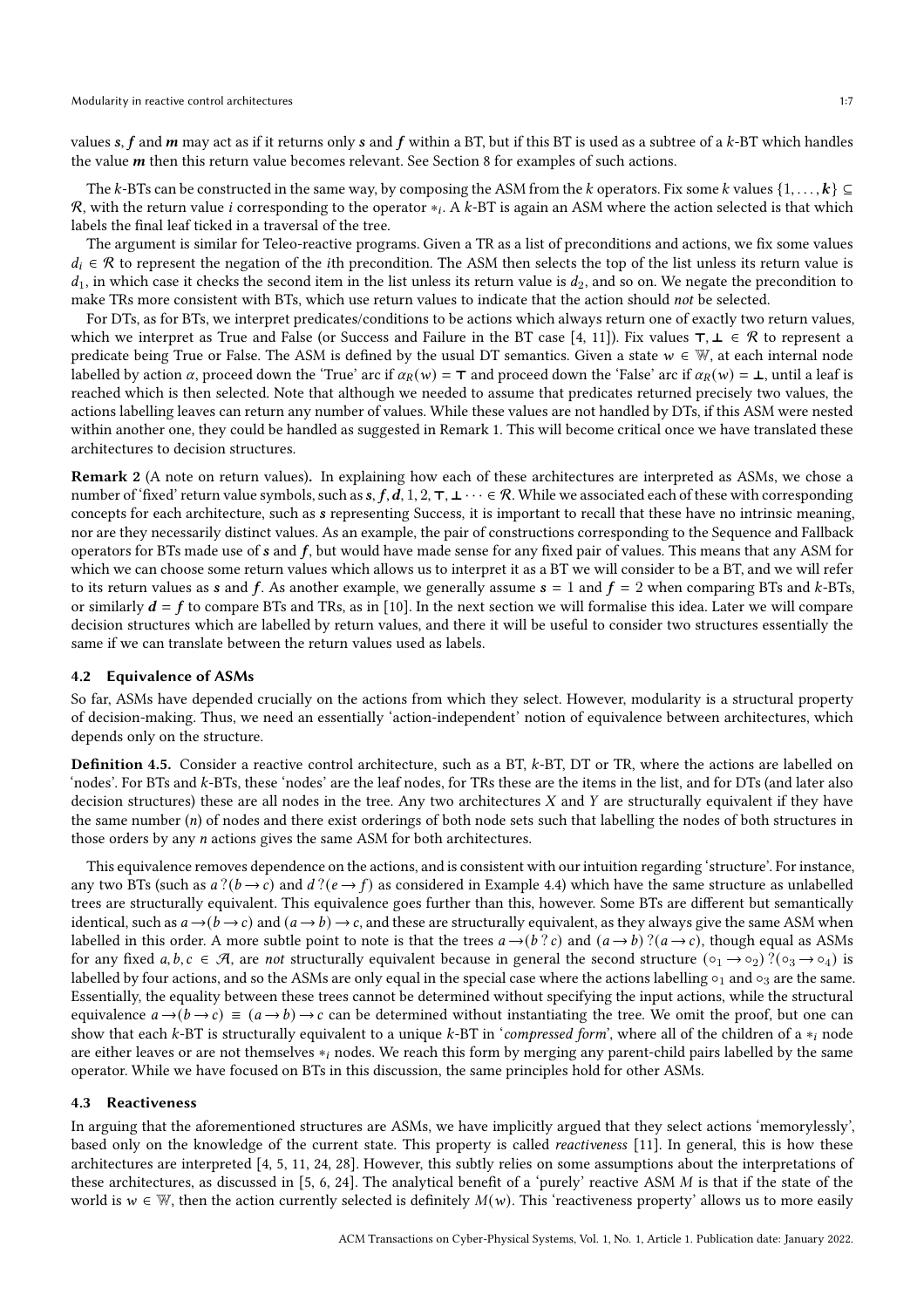values $s$, $f$ and $m$ may act as if it returns only $s$ and $f$ within a BT, but if this BT is used as a subtree of a $k$-BT which handles the value $m$ then this return value becomes relevant. See Section 8 for examples of such actions.

The $k$-BTs can be constructed in the same way, by composing the ASM from the $k$ operators. Fix some $k$ values $\{1, \dots, \boldsymbol{k}\} \subseteq \mathcal{R}$, with the return value $i$ corresponding to the operator $*_i$. A $k$-BT is again an ASM where the action selected is that which labels the final leaf ticked in a traversal of the tree.

The argument is similar for Teleo-reactive programs. Given a TR as a list of preconditions and actions, we fix some values $d_i \in \mathcal{R}$ to represent the negation of the $i$th precondition. The ASM then selects the top of the list unless its return value is $d_1$, in which case it checks the second item in the list unless its return value is $d_2$, and so on. We negate the precondition to make TRs more consistent with BTs, which use return values to indicate that the action should *not* be selected.

For DTs, as for BTs, we interpret predicates/conditions to be actions which always return one of exactly two return values, which we interpret as True and False (or Success and Failure in the BT case [4, 11]). Fix values $\top, \bot \in \mathcal{R}$ to represent a predicate being True or False. The ASM is defined by the usual DT semantics. Given a state $w \in \mathbb{W}$, at each internal node labelled by action $\alpha$, proceed down the 'True' arc if $\alpha_R(w) = \top$ and proceed down the 'False' arc if $\alpha_R(w) = \bot$, until a leaf is reached which is then selected. Note that although we needed to assume that predicates returned precisely two values, the actions labelling leaves can return any number of values. While these values are not handled by DTs, if this ASM were nested within another one, they could be handled as suggested in Remark 1. This will become critical once we have translated these architectures to decision structures.

**Remark 2** (A note on return values). In explaining how each of these architectures are interpreted as ASMs, we chose a number of 'fixed' return value symbols, such as $s, f, d, 1, 2, \top, \bot \dots \in \mathcal{R}$. While we associated each of these with corresponding concepts for each architecture, such as $s$ representing Success, it is important to recall that these have no intrinsic meaning, nor are they necessarily distinct values. As an example, the pair of constructions corresponding to the Sequence and Fallback operators for BTs made use of $s$ and $f$, but would have made sense for any fixed pair of values. This means that any ASM for which we can choose some return values which allows us to interpret it as a BT we will consider to be a BT, and we will refer to its return values as $s$ and $f$. As another example, we generally assume $s = 1$ and $f = 2$ when comparing BTs and $k$-BTs, or similarly $d = f$ to compare BTs and TRs, as in [10]. In the next section we will formalise this idea. Later we will compare decision structures which are labelled by return values, and there it will be useful to consider two structures essentially the same if we can translate between the return values used as labels.

## 4.2 Equivalence of ASMs

So far, ASMs have depended crucially on the actions from which they select. However, modularity is a structural property of decision-making. Thus, we need an essentially 'action-independent' notion of equivalence between architectures, which depends only on the structure.

**Definition 4.5.** Consider a reactive control architecture, such as a BT, $k$-BT, DT or TR, where the actions are labelled on 'nodes'. For BTs and $k$-BTs, these 'nodes' are the leaf nodes, for TRs these are the items in the list, and for DTs (and later also decision structures) these are all nodes in the tree. Any two architectures $X$ and $Y$ are structurally equivalent if they have the same number ($n$) of nodes and there exist orderings of both node sets such that labelling the nodes of both structures in those orders by any $n$ actions gives the same ASM for both architectures.

This equivalence removes dependence on the actions, and is consistent with our intuition regarding 'structure'. For instance, any two BTs (such as $a\,?(b \rightarrow c)$ and $d\,?(e \rightarrow f)$ as considered in Example 4.4) which have the same structure as unlabelled trees are structurally equivalent. This equivalence goes further than this, however. Some BTs are different but semantically identical, such as $a \rightarrow (b \rightarrow c)$ and $(a \rightarrow b) \rightarrow c$, and these are structurally equivalent, as they always give the same ASM when labelled in this order. A more subtle point to note is that the trees $a \rightarrow (b\,?\,c)$ and $(a \rightarrow b)\,?(a \rightarrow c)$, though equal as ASMs for any fixed $a, b, c \in \mathcal{A}$, are *not* structurally equivalent because in general the second structure $(\circ_1 \rightarrow \circ_2)\,?(\circ_3 \rightarrow \circ_4)$ is labelled by four actions, and so the ASMs are only equal in the special case where the actions labelling $\circ_1$ and $\circ_3$ are the same. Essentially, the equality between these trees cannot be determined without specifying the input actions, while the structural equivalence $a \rightarrow (b \rightarrow c) \equiv (a \rightarrow b) \rightarrow c$ can be determined without instantiating the tree. We omit the proof, but one can show that each $k$-BT is structurally equivalent to a unique $k$-BT in '*compressed form*', where all of the children of a $*_i$ node are either leaves or are not themselves $*_i$ nodes. We reach this form by merging any parent-child pairs labelled by the same operator. While we have focused on BTs in this discussion, the same principles hold for other ASMs.

## 4.3 Reactiveness

In arguing that the aforementioned structures are ASMs, we have implicitly argued that they select actions 'memorylessly', based only on the knowledge of the current state. This property is called *reactiveness* [11]. In general, this is how these architectures are interpreted [4, 5, 11, 24, 28]. However, this subtly relies on some assumptions about the interpretations of these architectures, as discussed in [5, 6, 24]. The analytical benefit of a 'purely' reactive ASM $M$ is that if the state of the world is $w \in \mathbb{W}$, then the action currently selected is definitely $M(w)$. This 'reactiveness property' allows us to more easily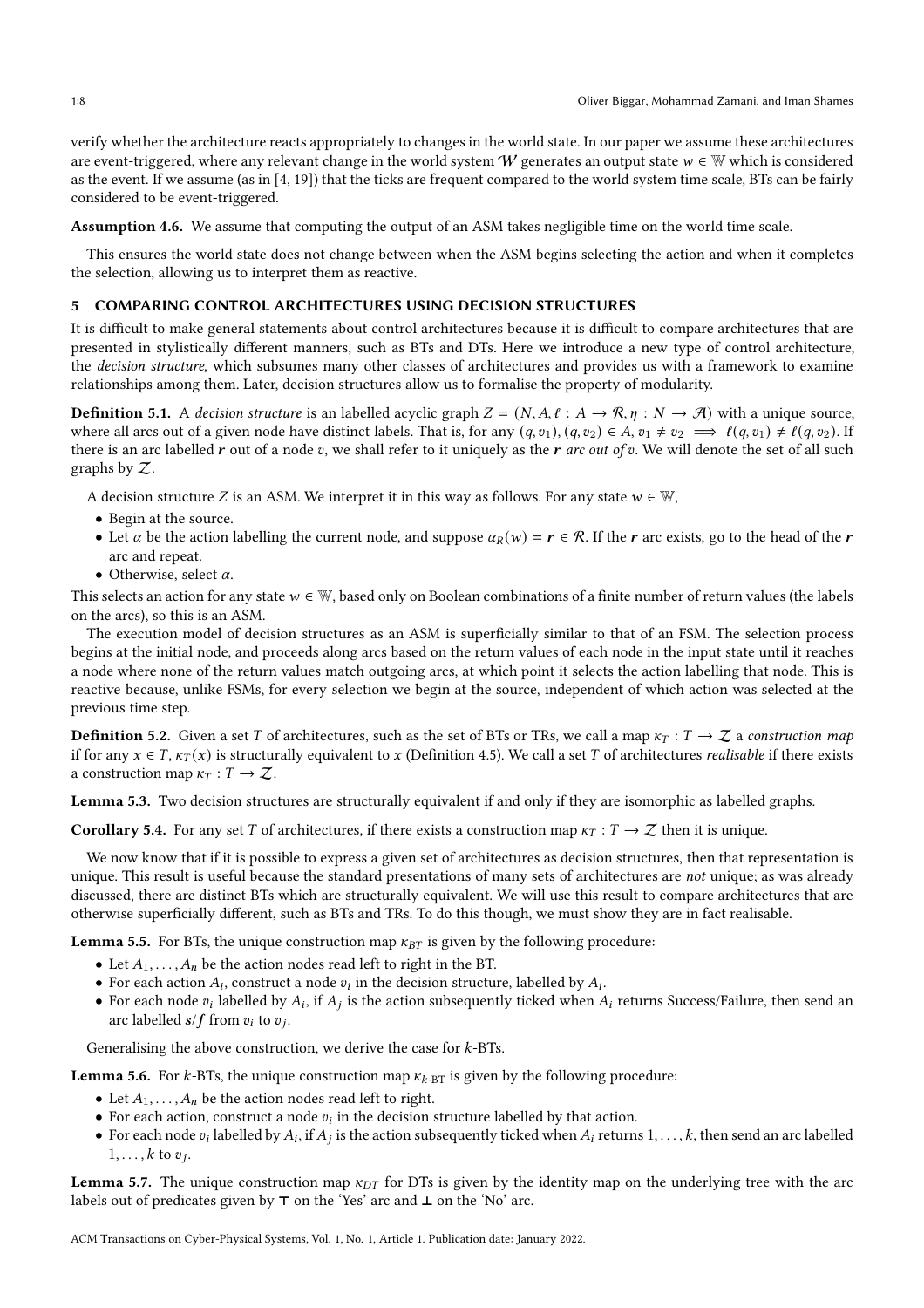verify whether the architecture reacts appropriately to changes in the world state. In our paper we assume these architectures are event-triggered, where any relevant change in the world system $\mathcal{W}$ generates an output state $w \in \mathbb{W}$ which is considered as the event. If we assume (as in [4, 19]) that the ticks are frequent compared to the world system time scale, BTs can be fairly considered to be event-triggered.

**Assumption 4.6.** We assume that computing the output of an ASM takes negligible time on the world time scale.

This ensures the world state does not change between when the ASM begins selecting the action and when it completes the selection, allowing us to interpret them as reactive.

## 5 COMPARING CONTROL ARCHITECTURES USING DECISION STRUCTURES

It is difficult to make general statements about control architectures because it is difficult to compare architectures that are presented in stylistically different manners, such as BTs and DTs. Here we introduce a new type of control architecture, the *decision structure*, which subsumes many other classes of architectures and provides us with a framework to examine relationships among them. Later, decision structures allow us to formalise the property of modularity.

**Definition 5.1.** A *decision structure* is an labelled acyclic graph $Z = (N, A, \ell : A \to \mathcal{R}, \eta : N \to \mathcal{A})$ with a unique source, where all arcs out of a given node have distinct labels. That is, for any $(q, v_1), (q, v_2) \in A$, $v_1 \neq v_2 \implies \ell(q, v_1) \neq \ell(q, v_2)$. If there is an arc labelled $\boldsymbol{r}$ out of a node $v$, we shall refer to it uniquely as the $\boldsymbol{r}$ *arc out of* $v$. We will denote the set of all such graphs by $\mathcal{Z}$.

A decision structure $Z$ is an ASM. We interpret it in this way as follows. For any state $w \in \mathbb{W}$,

- Begin at the source.
- Let $\alpha$ be the action labelling the current node, and suppose $\alpha_R(w) = \boldsymbol{r} \in \mathcal{R}$. If the $\boldsymbol{r}$ arc exists, go to the head of the $\boldsymbol{r}$ arc and repeat.
- Otherwise, select $\alpha$.

This selects an action for any state $w \in \mathbb{W}$, based only on Boolean combinations of a finite number of return values (the labels on the arcs), so this is an ASM.

The execution model of decision structures as an ASM is superficially similar to that of an FSM. The selection process begins at the initial node, and proceeds along arcs based on the return values of each node in the input state until it reaches a node where none of the return values match outgoing arcs, at which point it selects the action labelling that node. This is reactive because, unlike FSMs, for every selection we begin at the source, independent of which action was selected at the previous time step.

**Definition 5.2.** Given a set $T$ of architectures, such as the set of BTs or TRs, we call a map $\kappa_T : T \to \mathcal{Z}$ a *construction map* if for any $x \in T$, $\kappa_T(x)$ is structurally equivalent to $x$ (Definition 4.5). We call a set $T$ of architectures *realisable* if there exists a construction map $\kappa_T : T \to \mathcal{Z}$.

**Lemma 5.3.** Two decision structures are structurally equivalent if and only if they are isomorphic as labelled graphs.

**Corollary 5.4.** For any set $T$ of architectures, if there exists a construction map $\kappa_T : T \to \mathcal{Z}$ then it is unique.

We now know that if it is possible to express a given set of architectures as decision structures, then that representation is unique. This result is useful because the standard presentations of many sets of architectures are *not* unique; as was already discussed, there are distinct BTs which are structurally equivalent. We will use this result to compare architectures that are otherwise superficially different, such as BTs and TRs. To do this though, we must show they are in fact realisable.

**Lemma 5.5.** For BTs, the unique construction map $\kappa_{BT}$ is given by the following procedure:

- Let $A_1, \ldots, A_n$ be the action nodes read left to right in the BT.
- For each action $A_i$, construct a node $v_i$ in the decision structure, labelled by $A_i$.
- For each node $v_i$ labelled by $A_i$, if $A_j$ is the action subsequently ticked when $A_i$ returns Success/Failure, then send an arc labelled $\boldsymbol{s}/\boldsymbol{f}$ from $v_i$ to $v_j$.

Generalising the above construction, we derive the case for $k$-BTs.

**Lemma 5.6.** For $k$-BTs, the unique construction map $\kappa_{k\text{-BT}}$ is given by the following procedure:

- Let $A_1, \ldots, A_n$ be the action nodes read left to right.
- For each action, construct a node $v_i$ in the decision structure labelled by that action.
- For each node $v_i$ labelled by $A_i$, if $A_j$ is the action subsequently ticked when $A_i$ returns $1, \ldots, k$, then send an arc labelled $1, \ldots, k$ to $v_j$.

**Lemma 5.7.** The unique construction map $\kappa_{DT}$ for DTs is given by the identity map on the underlying tree with the arc labels out of predicates given by $\top$ on the 'Yes' arc and $\bot$ on the 'No' arc.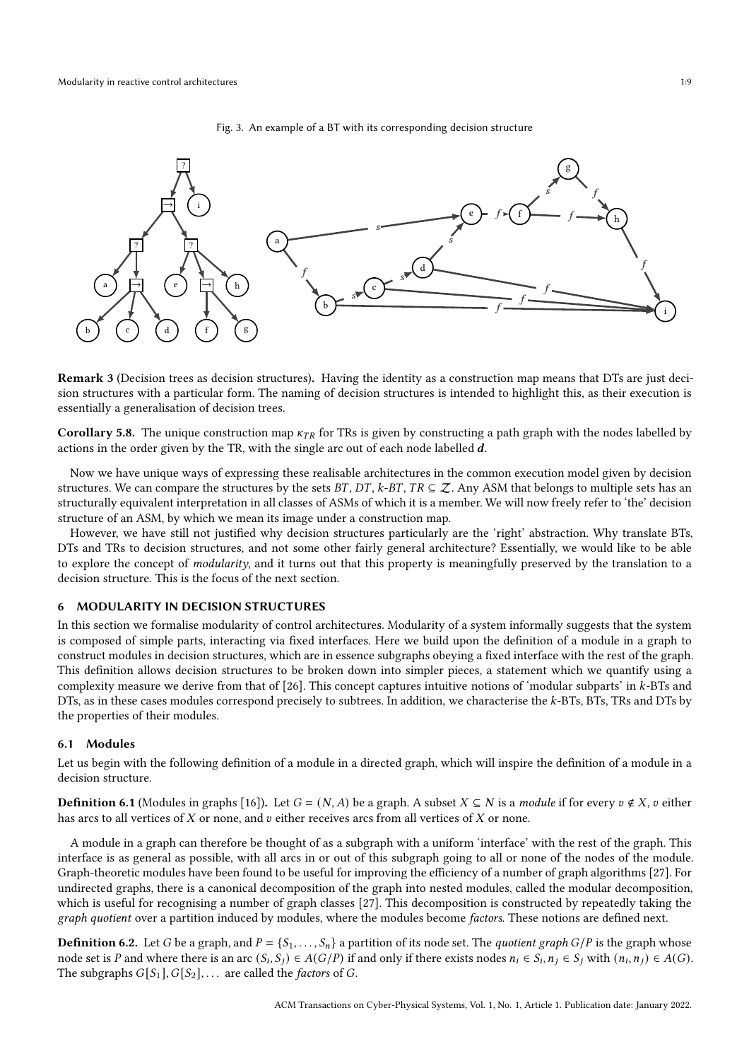Fig. 3. An example of a BT with its corresponding decision structure

**Remark 3** (Decision trees as decision structures). Having the identity as a construction map means that DTs are just decision structures with a particular form. The naming of decision structures is intended to highlight this, as their execution is essentially a generalisation of decision trees.

**Corollary 5.8.** The unique construction map $\kappa_{TR}$ for TRs is given by constructing a path graph with the nodes labelled by actions in the order given by the TR, with the single arc out of each node labelled $\boldsymbol{d}$.

Now we have unique ways of expressing these realisable architectures in the common execution model given by decision structures. We can compare the structures by the sets $BT, DT, k\text{-}BT, TR \subseteq \mathcal{Z}$. Any ASM that belongs to multiple sets has an structurally equivalent interpretation in all classes of ASMs of which it is a member. We will now freely refer to 'the' decision structure of an ASM, by which we mean its image under a construction map.

However, we have still not justified why decision structures particularly are the 'right' abstraction. Why translate BTs, DTs and TRs to decision structures, and not some other fairly general architecture? Essentially, we would like to be able to explore the concept of *modularity*, and it turns out that this property is meaningfully preserved by the translation to a decision structure. This is the focus of the next section.

## 6 MODULARITY IN DECISION STRUCTURES

In this section we formalise modularity of control architectures. Modularity of a system informally suggests that the system is composed of simple parts, interacting via fixed interfaces. Here we build upon the definition of a module in a graph to construct modules in decision structures, which are in essence subgraphs obeying a fixed interface with the rest of the graph. This definition allows decision structures to be broken down into simpler pieces, a statement which we quantify using a complexity measure we derive from that of [26]. This concept captures intuitive notions of 'modular subparts' in $k$-BTs and DTs, as in these cases modules correspond precisely to subtrees. In addition, we characterise the $k$-BTs, BTs, TRs and DTs by the properties of their modules.

### 6.1 Modules

Let us begin with the following definition of a module in a directed graph, which will inspire the definition of a module in a decision structure.

**Definition 6.1** (Modules in graphs [16]). Let $G = (N, A)$ be a graph. A subset $X \subseteq N$ is a *module* if for every $v \notin X$, $v$ either has arcs to all vertices of $X$ or none, and $v$ either receives arcs from all vertices of $X$ or none.

A module in a graph can therefore be thought of as a subgraph with a uniform 'interface' with the rest of the graph. This interface is as general as possible, with all arcs in or out of this subgraph going to all or none of the nodes of the module. Graph-theoretic modules have been found to be useful for improving the efficiency of a number of graph algorithms [27]. For undirected graphs, there is a canonical decomposition of the graph into nested modules, called the modular decomposition, which is useful for recognising a number of graph classes [27]. This decomposition is constructed by repeatedly taking the *graph quotient* over a partition induced by modules, where the modules become *factors*. These notions are defined next.

**Definition 6.2.** Let $G$ be a graph, and $P = \{S_1, \ldots, S_n\}$ a partition of its node set. The *quotient graph* $G/P$ is the graph whose node set is $P$ and where there is an arc $(S_i, S_j) \in A(G/P)$ if and only if there exists nodes $n_i \in S_i, n_j \in S_j$ with $(n_i, n_j) \in A(G)$. The subgraphs $G[S_1], G[S_2], \ldots$ are called the *factors* of $G$.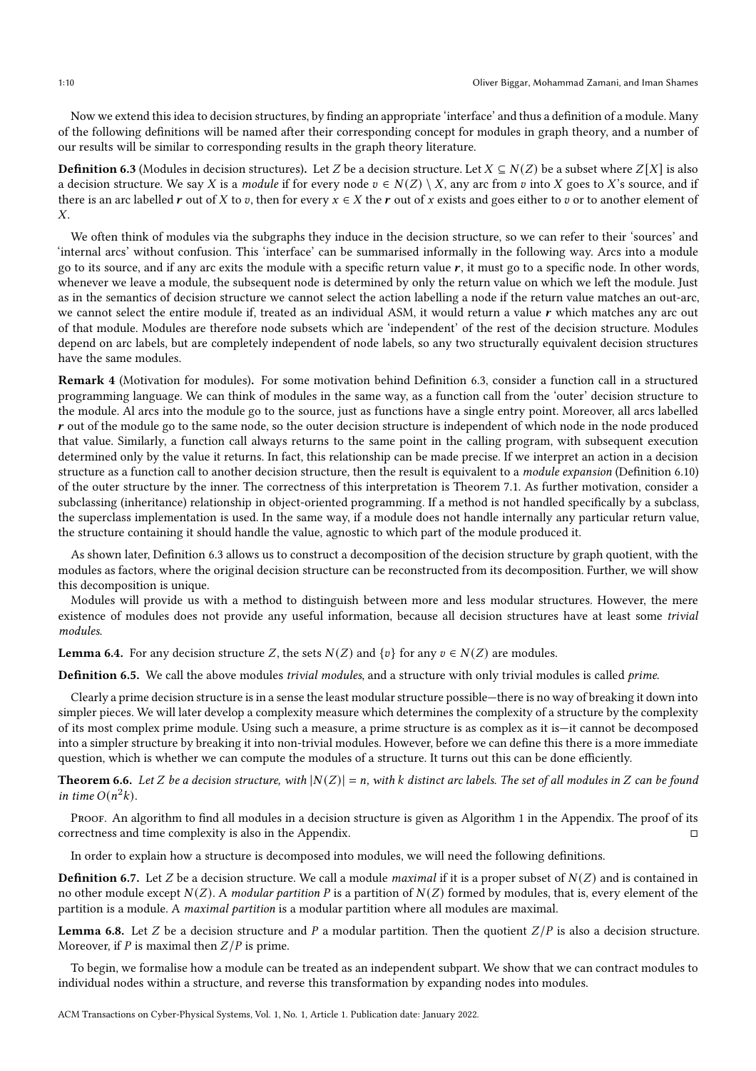Now we extend this idea to decision structures, by finding an appropriate 'interface' and thus a definition of a module. Many of the following definitions will be named after their corresponding concept for modules in graph theory, and a number of our results will be similar to corresponding results in the graph theory literature.

**Definition 6.3** (Modules in decision structures)**.** Let $Z$ be a decision structure. Let $X \subseteq N(Z)$ be a subset where $Z[X]$ is also a decision structure. We say $X$ is a *module* if for every node $v \in N(Z) \setminus X$, any arc from $v$ into $X$ goes to $X$'s source, and if there is an arc labelled $\boldsymbol{r}$ out of $X$ to $v$, then for every $x \in X$ the $\boldsymbol{r}$ out of $x$ exists and goes either to $v$ or to another element of $X$.

We often think of modules via the subgraphs they induce in the decision structure, so we can refer to their 'sources' and 'internal arcs' without confusion. This 'interface' can be summarised informally in the following way. Arcs into a module go to its source, and if any arc exits the module with a specific return value $\boldsymbol{r}$, it must go to a specific node. In other words, whenever we leave a module, the subsequent node is determined by only the return value on which we left the module. Just as in the semantics of decision structure we cannot select the action labelling a node if the return value matches an out-arc, we cannot select the entire module if, treated as an individual ASM, it would return a value $\boldsymbol{r}$ which matches any arc out of that module. Modules are therefore node subsets which are 'independent' of the rest of the decision structure. Modules depend on arc labels, but are completely independent of node labels, so any two structurally equivalent decision structures have the same modules.

**Remark 4** (Motivation for modules)**.** For some motivation behind Definition 6.3, consider a function call in a structured programming language. We can think of modules in the same way, as a function call from the 'outer' decision structure to the module. Al arcs into the module go to the source, just as functions have a single entry point. Moreover, all arcs labelled $\boldsymbol{r}$ out of the module go to the same node, so the outer decision structure is independent of which node in the node produced that value. Similarly, a function call always returns to the same point in the calling program, with subsequent execution determined only by the value it returns. In fact, this relationship can be made precise. If we interpret an action in a decision structure as a function call to another decision structure, then the result is equivalent to a *module expansion* (Definition 6.10) of the outer structure by the inner. The correctness of this interpretation is Theorem 7.1. As further motivation, consider a subclassing (inheritance) relationship in object-oriented programming. If a method is not handled specifically by a subclass, the superclass implementation is used. In the same way, if a module does not handle internally any particular return value, the structure containing it should handle the value, agnostic to which part of the module produced it.

As shown later, Definition 6.3 allows us to construct a decomposition of the decision structure by graph quotient, with the modules as factors, where the original decision structure can be reconstructed from its decomposition. Further, we will show this decomposition is unique.

Modules will provide us with a method to distinguish between more and less modular structures. However, the mere existence of modules does not provide any useful information, because all decision structures have at least some *trivial modules*.

**Lemma 6.4.** For any decision structure $Z$, the sets $N(Z)$ and $\{v\}$ for any $v \in N(Z)$ are modules.

**Definition 6.5.** We call the above modules *trivial modules*, and a structure with only trivial modules is called *prime*.

Clearly a prime decision structure is in a sense the least modular structure possible—there is no way of breaking it down into simpler pieces. We will later develop a complexity measure which determines the complexity of a structure by the complexity of its most complex prime module. Using such a measure, a prime structure is as complex as it is—it cannot be decomposed into a simpler structure by breaking it into non-trivial modules. However, before we can define this there is a more immediate question, which is whether we can compute the modules of a structure. It turns out this can be done efficiently.

**Theorem 6.6.** *Let $Z$ be a decision structure, with $|N(Z)| = n$, with $k$ distinct arc labels. The set of all modules in $Z$ can be found in time $O(n^2k)$.*

Proof. An algorithm to find all modules in a decision structure is given as Algorithm 1 in the Appendix. The proof of its correctness and time complexity is also in the Appendix. □

In order to explain how a structure is decomposed into modules, we will need the following definitions.

**Definition 6.7.** Let $Z$ be a decision structure. We call a module *maximal* if it is a proper subset of $N(Z)$ and is contained in no other module except $N(Z)$. A *modular partition* $P$ is a partition of $N(Z)$ formed by modules, that is, every element of the partition is a module. A *maximal partition* is a modular partition where all modules are maximal.

**Lemma 6.8.** Let $Z$ be a decision structure and $P$ a modular partition. Then the quotient $Z/P$ is also a decision structure. Moreover, if $P$ is maximal then $Z/P$ is prime.

To begin, we formalise how a module can be treated as an independent subpart. We show that we can contract modules to individual nodes within a structure, and reverse this transformation by expanding nodes into modules.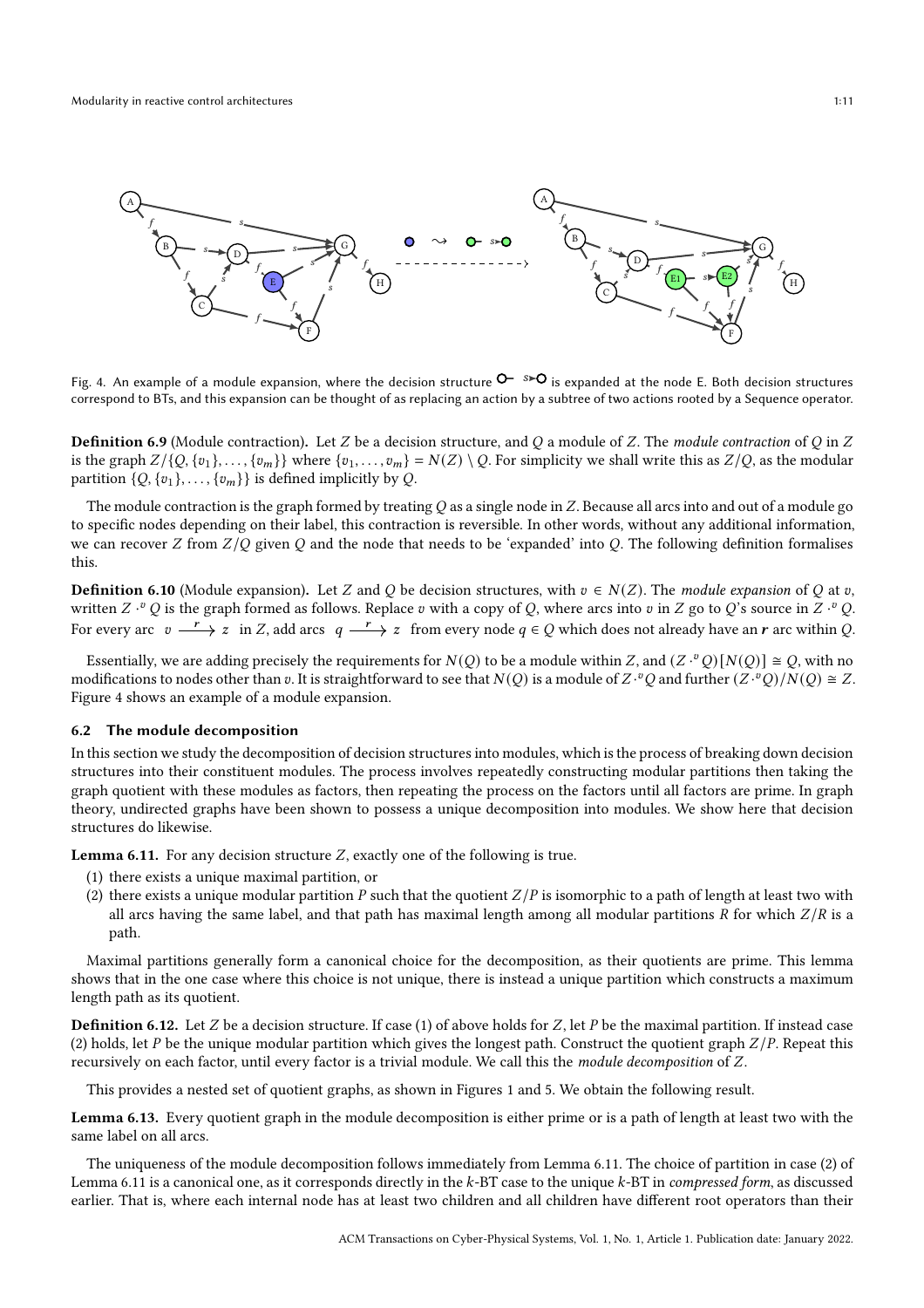Fig. 4. An example of a module expansion, where the decision structure $\circ\!-\!\!s\!\!\to\!\circ$ is expanded at the node E. Both decision structures correspond to BTs, and this expansion can be thought of as replacing an action by a subtree of two actions rooted by a Sequence operator.

**Definition 6.9** (Module contraction)**.** Let $Z$ be a decision structure, and $Q$ a module of $Z$. The *module contraction* of $Q$ in $Z$ is the graph $Z/\{Q, \{v_1\}, \ldots, \{v_m\}\}$ where $\{v_1, \ldots, v_m\} = N(Z) \setminus Q$. For simplicity we shall write this as $Z/Q$, as the modular partition $\{Q, \{v_1\}, \ldots, \{v_m\}\}$ is defined implicitly by $Q$.

The module contraction is the graph formed by treating $Q$ as a single node in $Z$. Because all arcs into and out of a module go to specific nodes depending on their label, this contraction is reversible. In other words, without any additional information, we can recover $Z$ from $Z/Q$ given $Q$ and the node that needs to be 'expanded' into $Q$. The following definition formalises this.

**Definition 6.10** (Module expansion)**.** Let $Z$ and $Q$ be decision structures, with $v \in N(Z)$. The *module expansion* of $Q$ at $v$, written $Z \cdot^v Q$ is the graph formed as follows. Replace $v$ with a copy of $Q$, where arcs into $v$ in $Z$ go to $Q$'s source in $Z \cdot^v Q$. For every arc $v \xrightarrow{r} z$ in $Z$, add arcs $q \xrightarrow{r} z$ from every node $q \in Q$ which does not already have an $\boldsymbol{r}$ arc within $Q$.

Essentially, we are adding precisely the requirements for $N(Q)$ to be a module within $Z$, and $(Z \cdot^v Q)[N(Q)] \cong Q$, with no modifications to nodes other than $v$. It is straightforward to see that $N(Q)$ is a module of $Z \cdot^v Q$ and further $(Z \cdot^v Q)/N(Q) \cong Z$. Figure 4 shows an example of a module expansion.

### 6.2 The module decomposition

In this section we study the decomposition of decision structures into modules, which is the process of breaking down decision structures into their constituent modules. The process involves repeatedly constructing modular partitions then taking the graph quotient with these modules as factors, then repeating the process on the factors until all factors are prime. In graph theory, undirected graphs have been shown to possess a unique decomposition into modules. We show here that decision structures do likewise.

**Lemma 6.11.** For any decision structure $Z$, exactly one of the following is true.

1. there exists a unique maximal partition, or
2. there exists a unique modular partition $P$ such that the quotient $Z/P$ is isomorphic to a path of length at least two with all arcs having the same label, and that path has maximal length among all modular partitions $R$ for which $Z/R$ is a path.

Maximal partitions generally form a canonical choice for the decomposition, as their quotients are prime. This lemma shows that in the one case where this choice is not unique, there is instead a unique partition which constructs a maximum length path as its quotient.

**Definition 6.12.** Let $Z$ be a decision structure. If case (1) of above holds for $Z$, let $P$ be the maximal partition. If instead case (2) holds, let $P$ be the unique modular partition which gives the longest path. Construct the quotient graph $Z/P$. Repeat this recursively on each factor, until every factor is a trivial module. We call this the *module decomposition* of $Z$.

This provides a nested set of quotient graphs, as shown in Figures 1 and 5. We obtain the following result.

**Lemma 6.13.** Every quotient graph in the module decomposition is either prime or is a path of length at least two with the same label on all arcs.

The uniqueness of the module decomposition follows immediately from Lemma 6.11. The choice of partition in case (2) of Lemma 6.11 is a canonical one, as it corresponds directly in the $k$-BT case to the unique $k$-BT in *compressed form*, as discussed earlier. That is, where each internal node has at least two children and all children have different root operators than their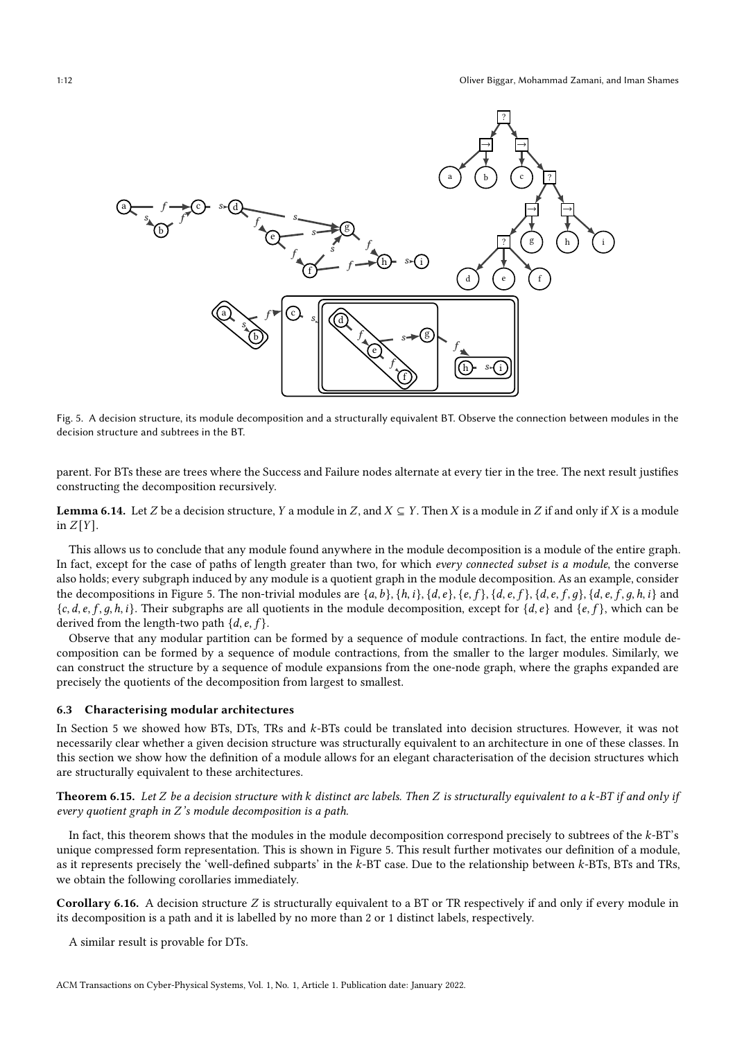Fig. 5. A decision structure, its module decomposition and a structurally equivalent BT. Observe the connection between modules in the decision structure and subtrees in the BT.

parent. For BTs these are trees where the Success and Failure nodes alternate at every tier in the tree. The next result justifies constructing the decomposition recursively.

**Lemma 6.14.** Let $Z$ be a decision structure, $Y$ a module in $Z$, and $X \subseteq Y$. Then $X$ is a module in $Z$ if and only if $X$ is a module in $Z[Y]$.

This allows us to conclude that any module found anywhere in the module decomposition is a module of the entire graph. In fact, except for the case of paths of length greater than two, for which *every connected subset is a module*, the converse also holds; every subgraph induced by any module is a quotient graph in the module decomposition. As an example, consider the decompositions in Figure 5. The non-trivial modules are $\{a, b\}, \{h, i\}, \{d, e\}, \{e, f\}, \{d, e, f\}, \{d, e, f, g\}, \{d, e, f, g, h, i\}$ and $\{c, d, e, f, g, h, i\}$. Their subgraphs are all quotients in the module decomposition, except for $\{d, e\}$ and $\{e, f\}$, which can be derived from the length-two path $\{d, e, f\}$.

Observe that any modular partition can be formed by a sequence of module contractions. In fact, the entire module decomposition can be formed by a sequence of module contractions, from the smaller to the larger modules. Similarly, we can construct the structure by a sequence of module expansions from the one-node graph, where the graphs expanded are precisely the quotients of the decomposition from largest to smallest.

### 6.3 Characterising modular architectures

In Section 5 we showed how BTs, DTs, TRs and $k$-BTs could be translated into decision structures. However, it was not necessarily clear whether a given decision structure was structurally equivalent to an architecture in one of these classes. In this section we show how the definition of a module allows for an elegant characterisation of the decision structures which are structurally equivalent to these architectures.

**Theorem 6.15.** *Let $Z$ be a decision structure with $k$ distinct arc labels. Then $Z$ is structurally equivalent to a $k$-BT if and only if every quotient graph in $Z$'s module decomposition is a path.*

In fact, this theorem shows that the modules in the module decomposition correspond precisely to subtrees of the $k$-BT's unique compressed form representation. This is shown in Figure 5. This result further motivates our definition of a module, as it represents precisely the 'well-defined subparts' in the $k$-BT case. Due to the relationship between $k$-BTs, BTs and TRs, we obtain the following corollaries immediately.

**Corollary 6.16.** A decision structure $Z$ is structurally equivalent to a BT or TR respectively if and only if every module in its decomposition is a path and it is labelled by no more than 2 or 1 distinct labels, respectively.

A similar result is provable for DTs.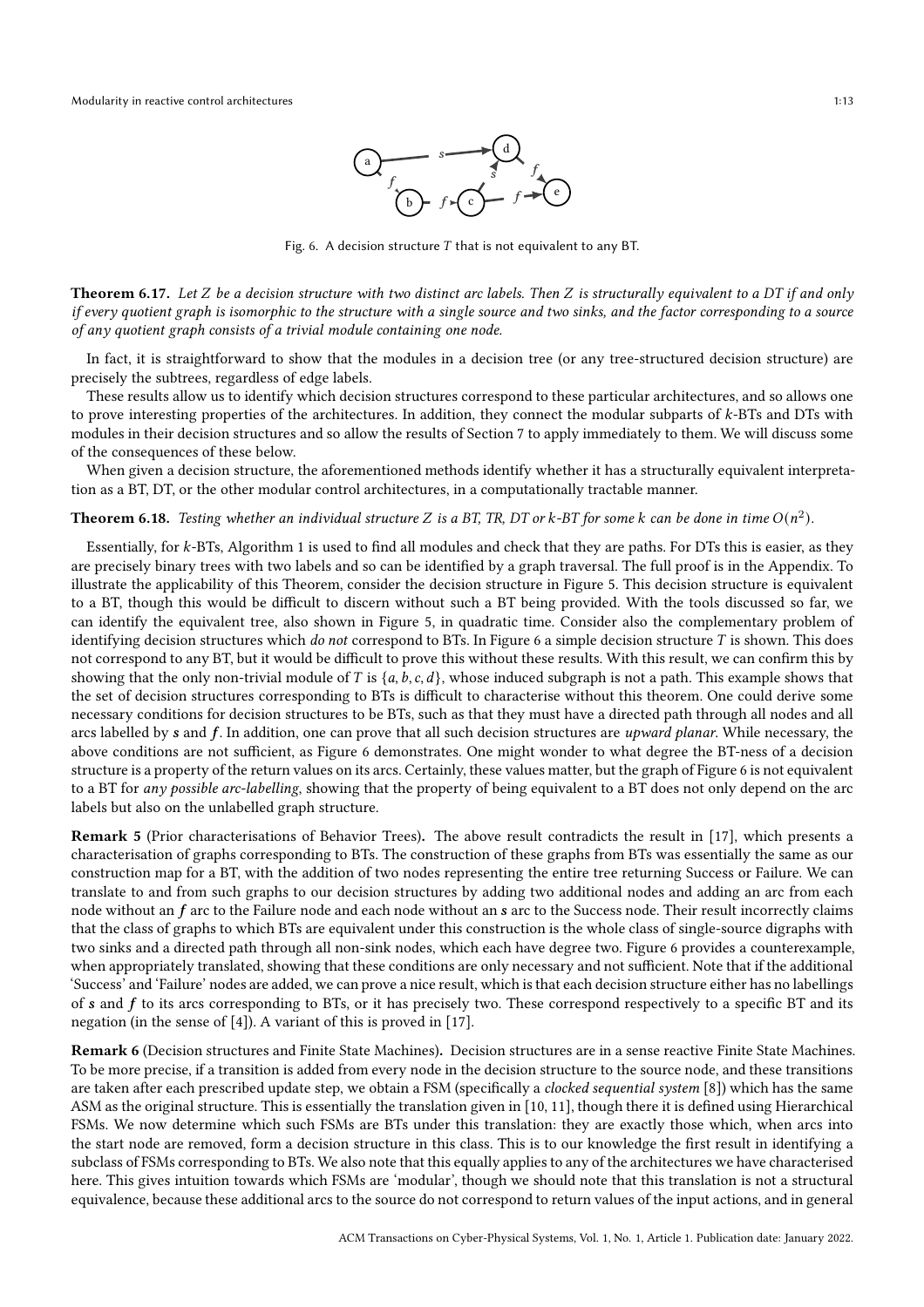Fig. 6. A decision structure $T$ that is not equivalent to any BT.

**Theorem 6.17.** *Let $Z$ be a decision structure with two distinct arc labels. Then $Z$ is structurally equivalent to a DT if and only if every quotient graph is isomorphic to the structure with a single source and two sinks, and the factor corresponding to a source of any quotient graph consists of a trivial module containing one node.*

In fact, it is straightforward to show that the modules in a decision tree (or any tree-structured decision structure) are precisely the subtrees, regardless of edge labels.

These results allow us to identify which decision structures correspond to these particular architectures, and so allows one to prove interesting properties of the architectures. In addition, they connect the modular subparts of $k$-BTs and DTs with modules in their decision structures and so allow the results of Section 7 to apply immediately to them. We will discuss some of the consequences of these below.

When given a decision structure, the aforementioned methods identify whether it has a structurally equivalent interpretation as a BT, DT, or the other modular control architectures, in a computationally tractable manner.

**Theorem 6.18.** *Testing whether an individual structure $Z$ is a BT, TR, DT or $k$-BT for some $k$ can be done in time $O(n^2)$.*

Essentially, for $k$-BTs, Algorithm 1 is used to find all modules and check that they are paths. For DTs this is easier, as they are precisely binary trees with two labels and so can be identified by a graph traversal. The full proof is in the Appendix. To illustrate the applicability of this Theorem, consider the decision structure in Figure 5. This decision structure is equivalent to a BT, though this would be difficult to discern without such a BT being provided. With the tools discussed so far, we can identify the equivalent tree, also shown in Figure 5, in quadratic time. Consider also the complementary problem of identifying decision structures which *do not* correspond to BTs. In Figure 6 a simple decision structure $T$ is shown. This does not correspond to any BT, but it would be difficult to prove this without these results. With this result, we can confirm this by showing that the only non-trivial module of $T$ is $\{a, b, c, d\}$, whose induced subgraph is not a path. This example shows that the set of decision structures corresponding to BTs is difficult to characterise without this theorem. One could derive some necessary conditions for decision structures to be BTs, such as that they must have a directed path through all nodes and all arcs labelled by $\boldsymbol{s}$ and $\boldsymbol{f}$. In addition, one can prove that all such decision structures are *upward planar*. While necessary, the above conditions are not sufficient, as Figure 6 demonstrates. One might wonder to what degree the BT-ness of a decision structure is a property of the return values on its arcs. Certainly, these values matter, but the graph of Figure 6 is not equivalent to a BT for *any possible arc-labelling*, showing that the property of being equivalent to a BT does not only depend on the arc labels but also on the unlabelled graph structure.

**Remark 5** (Prior characterisations of Behavior Trees)**.** The above result contradicts the result in [17], which presents a characterisation of graphs corresponding to BTs. The construction of these graphs from BTs was essentially the same as our construction map for a BT, with the addition of two nodes representing the entire tree returning Success or Failure. We can translate to and from such graphs to our decision structures by adding two additional nodes and adding an arc from each node without an $\boldsymbol{f}$ arc to the Failure node and each node without an $\boldsymbol{s}$ arc to the Success node. Their result incorrectly claims that the class of graphs to which BTs are equivalent under this construction is the whole class of single-source digraphs with two sinks and a directed path through all non-sink nodes, which each have degree two. Figure 6 provides a counterexample, when appropriately translated, showing that these conditions are only necessary and not sufficient. Note that if the additional 'Success' and 'Failure' nodes are added, we can prove a nice result, which is that each decision structure either has no labellings of $\boldsymbol{s}$ and $\boldsymbol{f}$ to its arcs corresponding to BTs, or it has precisely two. These correspond respectively to a specific BT and its negation (in the sense of [4]). A variant of this is proved in [17].

**Remark 6** (Decision structures and Finite State Machines)**.** Decision structures are in a sense reactive Finite State Machines. To be more precise, if a transition is added from every node in the decision structure to the source node, and these transitions are taken after each prescribed update step, we obtain a FSM (specifically a *clocked sequential system* [8]) which has the same ASM as the original structure. This is essentially the translation given in [10, 11], though there it is defined using Hierarchical FSMs. We now determine which such FSMs are BTs under this translation: they are exactly those which, when arcs into the start node are removed, form a decision structure in this class. This is to our knowledge the first result in identifying a subclass of FSMs corresponding to BTs. We also note that this equally applies to any of the architectures we have characterised here. This gives intuition towards which FSMs are 'modular', though we should note that this translation is not a structural equivalence, because these additional arcs to the source do not correspond to return values of the input actions, and in general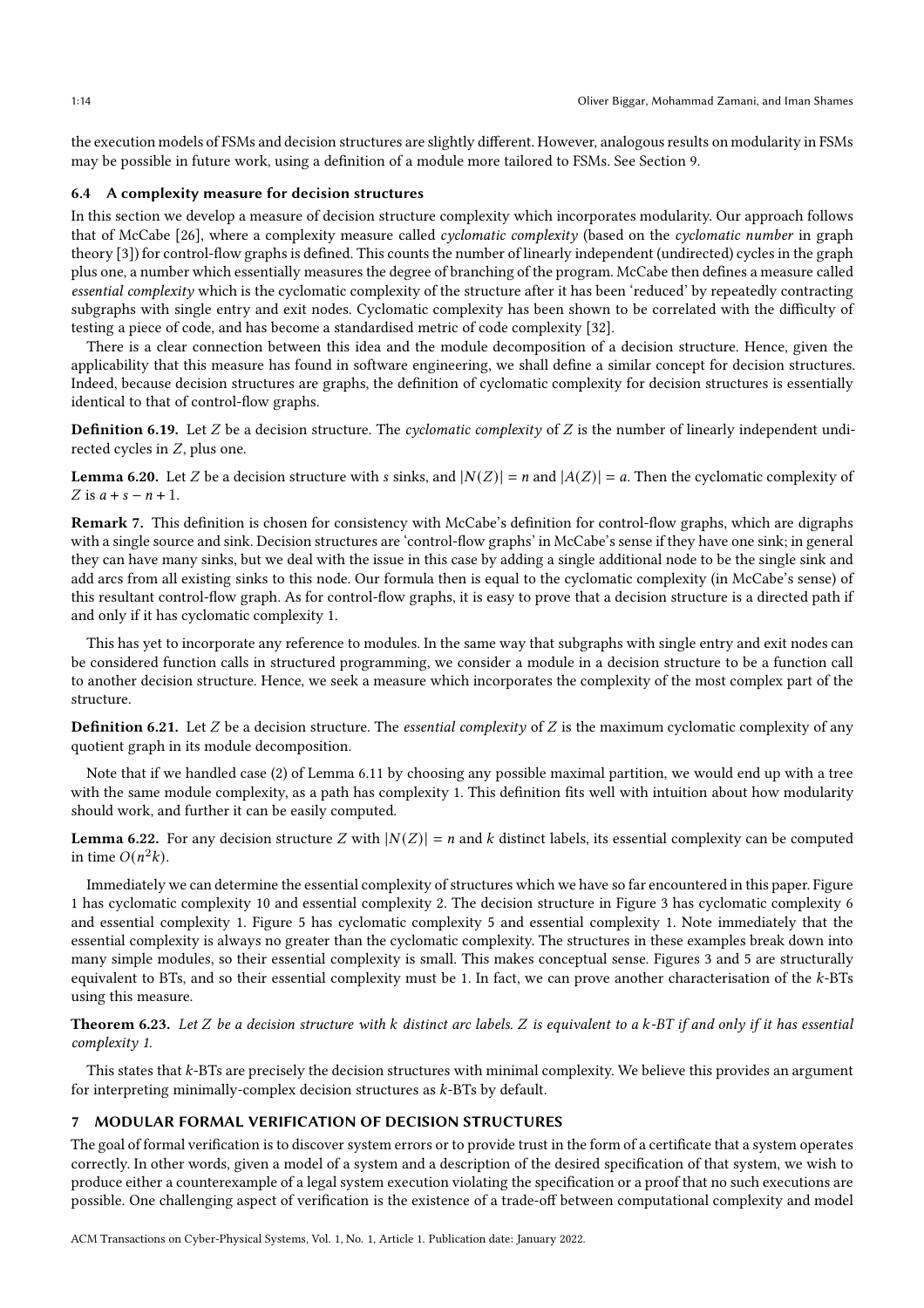the execution models of FSMs and decision structures are slightly different. However, analogous results on modularity in FSMs may be possible in future work, using a definition of a module more tailored to FSMs. See Section 9.

### 6.4 A complexity measure for decision structures

In this section we develop a measure of decision structure complexity which incorporates modularity. Our approach follows that of McCabe [26], where a complexity measure called *cyclomatic complexity* (based on the *cyclomatic number* in graph theory [3]) for control-flow graphs is defined. This counts the number of linearly independent (undirected) cycles in the graph plus one, a number which essentially measures the degree of branching of the program. McCabe then defines a measure called *essential complexity* which is the cyclomatic complexity of the structure after it has been 'reduced' by repeatedly contracting subgraphs with single entry and exit nodes. Cyclomatic complexity has been shown to be correlated with the difficulty of testing a piece of code, and has become a standardised metric of code complexity [32].

There is a clear connection between this idea and the module decomposition of a decision structure. Hence, given the applicability that this measure has found in software engineering, we shall define a similar concept for decision structures. Indeed, because decision structures are graphs, the definition of cyclomatic complexity for decision structures is essentially identical to that of control-flow graphs.

**Definition 6.19.** Let $Z$ be a decision structure. The *cyclomatic complexity* of $Z$ is the number of linearly independent undirected cycles in $Z$, plus one.

**Lemma 6.20.** Let $Z$ be a decision structure with $s$ sinks, and $|N(Z)| = n$ and $|A(Z)| = a$. Then the cyclomatic complexity of $Z$ is $a + s - n + 1$.

**Remark 7.** This definition is chosen for consistency with McCabe's definition for control-flow graphs, which are digraphs with a single source and sink. Decision structures are 'control-flow graphs' in McCabe's sense if they have one sink; in general they can have many sinks, but we deal with the issue in this case by adding a single additional node to be the single sink and add arcs from all existing sinks to this node. Our formula then is equal to the cyclomatic complexity (in McCabe's sense) of this resultant control-flow graph. As for control-flow graphs, it is easy to prove that a decision structure is a directed path if and only if it has cyclomatic complexity 1.

This has yet to incorporate any reference to modules. In the same way that subgraphs with single entry and exit nodes can be considered function calls in structured programming, we consider a module in a decision structure to be a function call to another decision structure. Hence, we seek a measure which incorporates the complexity of the most complex part of the structure.

**Definition 6.21.** Let $Z$ be a decision structure. The *essential complexity* of $Z$ is the maximum cyclomatic complexity of any quotient graph in its module decomposition.

Note that if we handled case (2) of Lemma 6.11 by choosing any possible maximal partition, we would end up with a tree with the same module complexity, as a path has complexity 1. This definition fits well with intuition about how modularity should work, and further it can be easily computed.

**Lemma 6.22.** For any decision structure $Z$ with $|N(Z)| = n$ and $k$ distinct labels, its essential complexity can be computed in time $O(n^2k)$.

Immediately we can determine the essential complexity of structures which we have so far encountered in this paper. Figure 1 has cyclomatic complexity 10 and essential complexity 2. The decision structure in Figure 3 has cyclomatic complexity 6 and essential complexity 1. Figure 5 has cyclomatic complexity 5 and essential complexity 1. Note immediately that the essential complexity is always no greater than the cyclomatic complexity. The structures in these examples break down into many simple modules, so their essential complexity is small. This makes conceptual sense. Figures 3 and 5 are structurally equivalent to BTs, and so their essential complexity must be 1. In fact, we can prove another characterisation of the $k$-BTs using this measure.

**Theorem 6.23.** *Let $Z$ be a decision structure with $k$ distinct arc labels. $Z$ is equivalent to a $k$-BT if and only if it has essential complexity 1.*

This states that $k$-BTs are precisely the decision structures with minimal complexity. We believe this provides an argument for interpreting minimally-complex decision structures as $k$-BTs by default.

## 7 MODULAR FORMAL VERIFICATION OF DECISION STRUCTURES

The goal of formal verification is to discover system errors or to provide trust in the form of a certificate that a system operates correctly. In other words, given a model of a system and a description of the desired specification of that system, we wish to produce either a counterexample of a legal system execution violating the specification or a proof that no such executions are possible. One challenging aspect of verification is the existence of a trade-off between computational complexity and model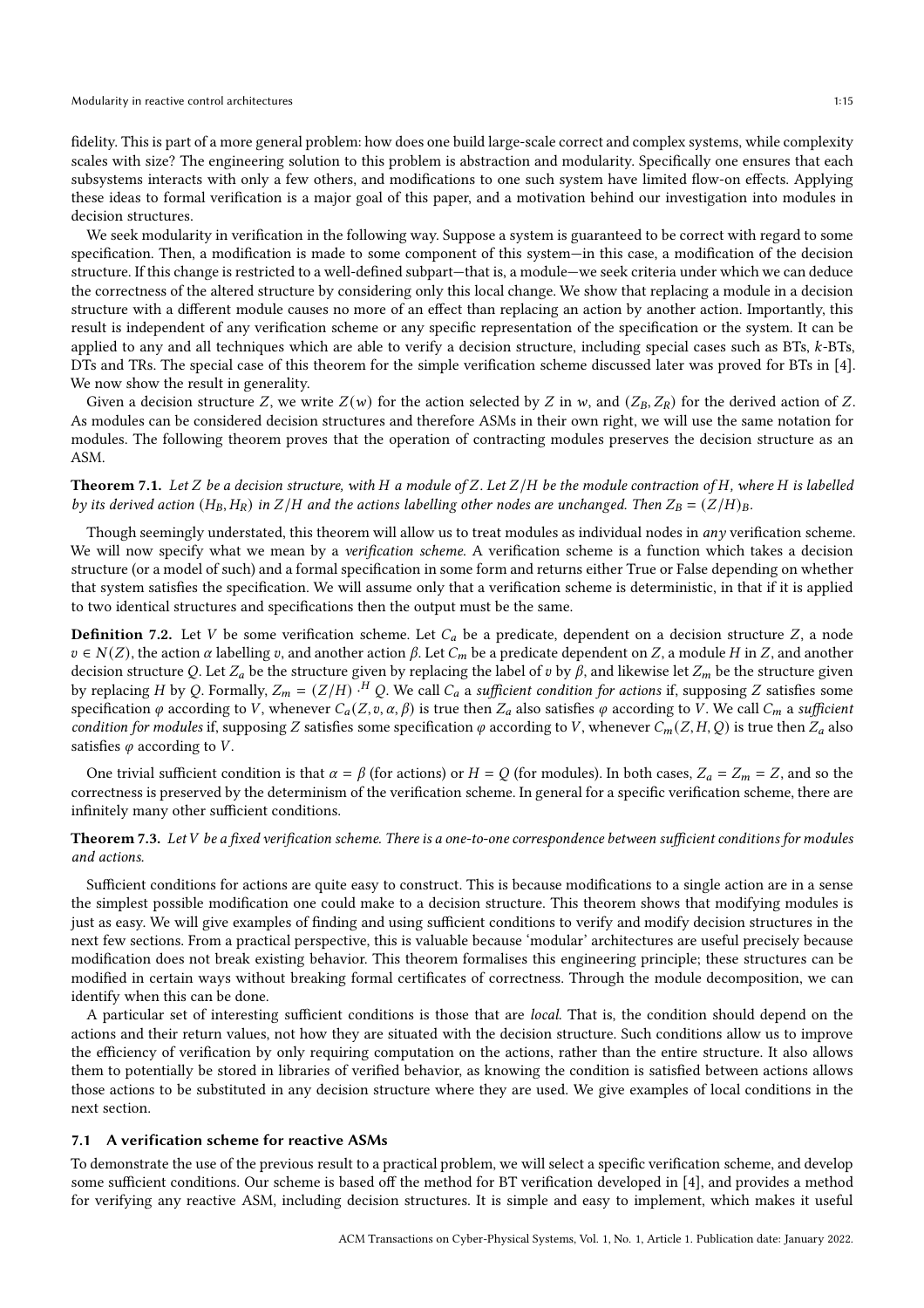fidelity. This is part of a more general problem: how does one build large-scale correct and complex systems, while complexity scales with size? The engineering solution to this problem is abstraction and modularity. Specifically one ensures that each subsystems interacts with only a few others, and modifications to one such system have limited flow-on effects. Applying these ideas to formal verification is a major goal of this paper, and a motivation behind our investigation into modules in decision structures.

We seek modularity in verification in the following way. Suppose a system is guaranteed to be correct with regard to some specification. Then, a modification is made to some component of this system—in this case, a modification of the decision structure. If this change is restricted to a well-defined subpart—that is, a module—we seek criteria under which we can deduce the correctness of the altered structure by considering only this local change. We show that replacing a module in a decision structure with a different module causes no more of an effect than replacing an action by another action. Importantly, this result is independent of any verification scheme or any specific representation of the specification or the system. It can be applied to any and all techniques which are able to verify a decision structure, including special cases such as BTs, $k$-BTs, DTs and TRs. The special case of this theorem for the simple verification scheme discussed later was proved for BTs in [4]. We now show the result in generality.

Given a decision structure $Z$, we write $Z(w)$ for the action selected by $Z$ in $w$, and $(Z_B, Z_R)$ for the derived action of $Z$. As modules can be considered decision structures and therefore ASMs in their own right, we will use the same notation for modules. The following theorem proves that the operation of contracting modules preserves the decision structure as an ASM.

**Theorem 7.1.** *Let $Z$ be a decision structure, with $H$ a module of $Z$. Let $Z/H$ be the module contraction of $H$, where $H$ is labelled by its derived action $(H_B, H_R)$ in $Z/H$ and the actions labelling other nodes are unchanged. Then $Z_B = (Z/H)_B$.*

Though seemingly understated, this theorem will allow us to treat modules as individual nodes in *any* verification scheme. We will now specify what we mean by a *verification scheme*. A verification scheme is a function which takes a decision structure (or a model of such) and a formal specification in some form and returns either True or False depending on whether that system satisfies the specification. We will assume only that a verification scheme is deterministic, in that if it is applied to two identical structures and specifications then the output must be the same.

**Definition 7.2.** Let $V$ be some verification scheme. Let $C_a$ be a predicate, dependent on a decision structure $Z$, a node $v \in N(Z)$, the action $\alpha$ labelling $v$, and another action $\beta$. Let $C_m$ be a predicate dependent on $Z$, a module $H$ in $Z$, and another decision structure $Q$. Let $Z_a$ be the structure given by replacing the label of $v$ by $\beta$, and likewise let $Z_m$ be the structure given by replacing $H$ by $Q$. Formally, $Z_m = (Z/H) \cdot^H Q$. We call $C_a$ a *sufficient condition for actions* if, supposing $Z$ satisfies some specification $\varphi$ according to $V$, whenever $C_a(Z, v, \alpha, \beta)$ is true then $Z_a$ also satisfies $\varphi$ according to $V$. We call $C_m$ a *sufficient condition for modules* if, supposing $Z$ satisfies some specification $\varphi$ according to $V$, whenever $C_m(Z, H, Q)$ is true then $Z_a$ also satisfies $\varphi$ according to $V$.

One trivial sufficient condition is that $\alpha = \beta$ (for actions) or $H = Q$ (for modules). In both cases, $Z_a = Z_m = Z$, and so the correctness is preserved by the determinism of the verification scheme. In general for a specific verification scheme, there are infinitely many other sufficient conditions.

**Theorem 7.3.** *Let $V$ be a fixed verification scheme. There is a one-to-one correspondence between sufficient conditions for modules and actions.*

Sufficient conditions for actions are quite easy to construct. This is because modifications to a single action are in a sense the simplest possible modification one could make to a decision structure. This theorem shows that modifying modules is just as easy. We will give examples of finding and using sufficient conditions to verify and modify decision structures in the next few sections. From a practical perspective, this is valuable because 'modular' architectures are useful precisely because modification does not break existing behavior. This theorem formalises this engineering principle; these structures can be modified in certain ways without breaking formal certificates of correctness. Through the module decomposition, we can identify when this can be done.

A particular set of interesting sufficient conditions is those that are *local*. That is, the condition should depend on the actions and their return values, not how they are situated with the decision structure. Such conditions allow us to improve the efficiency of verification by only requiring computation on the actions, rather than the entire structure. It also allows them to potentially be stored in libraries of verified behavior, as knowing the condition is satisfied between actions allows those actions to be substituted in any decision structure where they are used. We give examples of local conditions in the next section.

### 7.1 A verification scheme for reactive ASMs

To demonstrate the use of the previous result to a practical problem, we will select a specific verification scheme, and develop some sufficient conditions. Our scheme is based off the method for BT verification developed in [4], and provides a method for verifying any reactive ASM, including decision structures. It is simple and easy to implement, which makes it useful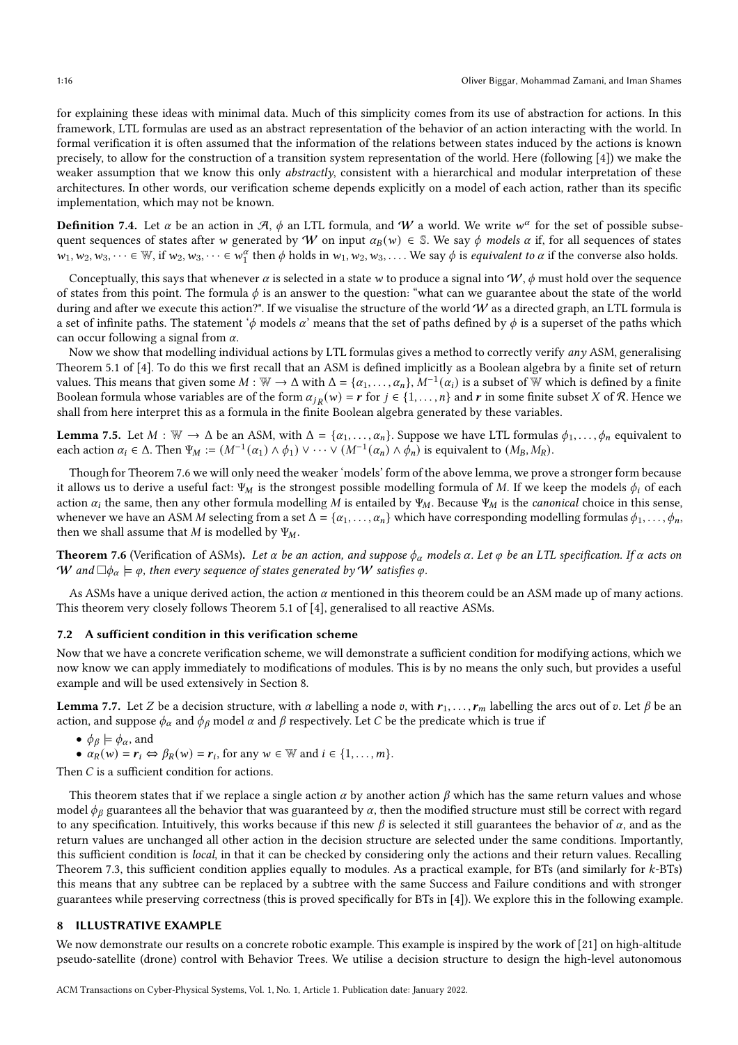for explaining these ideas with minimal data. Much of this simplicity comes from its use of abstraction for actions. In this framework, LTL formulas are used as an abstract representation of the behavior of an action interacting with the world. In formal verification it is often assumed that the information of the relations between states induced by the actions is known precisely, to allow for the construction of a transition system representation of the world. Here (following [4]) we make the weaker assumption that we know this only *abstractly*, consistent with a hierarchical and modular interpretation of these architectures. In other words, our verification scheme depends explicitly on a model of each action, rather than its specific implementation, which may not be known.

**Definition 7.4.** Let $\alpha$ be an action in $\mathcal{A}$, $\phi$ an LTL formula, and $\mathcal{W}$ a world. We write $w^\alpha$ for the set of possible subsequent sequences of states after $w$ generated by $\mathcal{W}$ on input $\alpha_B(w) \in \mathbb{S}$. We say $\phi$ *models* $\alpha$ if, for all sequences of states $w_1, w_2, w_3, \dots \in \mathbb{W}$, if $w_2, w_3, \dots \in w_1^\alpha$ then $\phi$ holds in $w_1, w_2, w_3, \dots$. We say $\phi$ is *equivalent to* $\alpha$ if the converse also holds.

Conceptually, this says that whenever $\alpha$ is selected in a state $w$ to produce a signal into $\mathcal{W}$, $\phi$ must hold over the sequence of states from this point. The formula $\phi$ is an answer to the question: "what can we guarantee about the state of the world during and after we execute this action?". If we visualise the structure of the world $\mathcal{W}$ as a directed graph, an LTL formula is a set of infinite paths. The statement '$\phi$ models $\alpha$' means that the set of paths defined by $\phi$ is a superset of the paths which can occur following a signal from $\alpha$.

Now we show that modelling individual actions by LTL formulas gives a method to correctly verify *any* ASM, generalising Theorem 5.1 of [4]. To do this we first recall that an ASM is defined implicitly as a Boolean algebra by a finite set of return values. This means that given some $M : \mathbb{W} \to \Delta$ with $\Delta = \{\alpha_1, \dots, \alpha_n\}$, $M^{-1}(\alpha_i)$ is a subset of $\mathbb{W}$ which is defined by a finite Boolean formula whose variables are of the form $\alpha_{j_R}(w) = \boldsymbol{r}$ for $j \in \{1, \dots, n\}$ and $\boldsymbol{r}$ in some finite subset $X$ of $\mathcal{R}$. Hence we shall from here interpret this as a formula in the finite Boolean algebra generated by these variables.

**Lemma 7.5.** Let $M : \mathbb{W} \to \Delta$ be an ASM, with $\Delta = \{\alpha_1, \dots, \alpha_n\}$. Suppose we have LTL formulas $\phi_1, \dots, \phi_n$ equivalent to each action $\alpha_i \in \Delta$. Then $\Psi_M := (M^{-1}(\alpha_1) \wedge \phi_1) \vee \dots \vee (M^{-1}(\alpha_n) \wedge \phi_n)$ is equivalent to $(M_B, M_R)$.

Though for Theorem 7.6 we will only need the weaker 'models' form of the above lemma, we prove a stronger form because it allows us to derive a useful fact: $\Psi_M$ is the strongest possible modelling formula of $M$. If we keep the models $\phi_i$ of each action $\alpha_i$ the same, then any other formula modelling $M$ is entailed by $\Psi_M$. Because $\Psi_M$ is the *canonical* choice in this sense, whenever we have an ASM $M$ selecting from a set $\Delta = \{\alpha_1, \dots, \alpha_n\}$ which have corresponding modelling formulas $\phi_1, \dots, \phi_n$, then we shall assume that $M$ is modelled by $\Psi_M$.

**Theorem 7.6** (Verification of ASMs). *Let $\alpha$ be an action, and suppose $\phi_\alpha$ models $\alpha$. Let $\varphi$ be an LTL specification. If $\alpha$ acts on $\mathcal{W}$ and $\Box\phi_\alpha \models \varphi$, then every sequence of states generated by $\mathcal{W}$ satisfies $\varphi$.*

As ASMs have a unique derived action, the action $\alpha$ mentioned in this theorem could be an ASM made up of many actions. This theorem very closely follows Theorem 5.1 of [4], generalised to all reactive ASMs.

### 7.2 A sufficient condition in this verification scheme

Now that we have a concrete verification scheme, we will demonstrate a sufficient condition for modifying actions, which we now know we can apply immediately to modifications of modules. This is by no means the only such, but provides a useful example and will be used extensively in Section 8.

**Lemma 7.7.** Let $Z$ be a decision structure, with $\alpha$ labelling a node $v$, with $\boldsymbol{r}_1, \dots, \boldsymbol{r}_m$ labelling the arcs out of $v$. Let $\beta$ be an action, and suppose $\phi_\alpha$ and $\phi_\beta$ model $\alpha$ and $\beta$ respectively. Let $C$ be the predicate which is true if

- $\phi_\beta \models \phi_\alpha$, and
- $\alpha_R(w) = \boldsymbol{r}_i \Leftrightarrow \beta_R(w) = \boldsymbol{r}_i$, for any $w \in \mathbb{W}$ and $i \in \{1, \dots, m\}$.

Then $C$ is a sufficient condition for actions.

This theorem states that if we replace a single action $\alpha$ by another action $\beta$ which has the same return values and whose model $\phi_\beta$ guarantees all the behavior that was guaranteed by $\alpha$, then the modified structure must still be correct with regard to any specification. Intuitively, this works because if this new $\beta$ is selected it still guarantees the behavior of $\alpha$, and as the return values are unchanged all other action in the decision structure are selected under the same conditions. Importantly, this sufficient condition is *local*, in that it can be checked by considering only the actions and their return values. Recalling Theorem 7.3, this sufficient condition applies equally to modules. As a practical example, for BTs (and similarly for $k$-BTs) this means that any subtree can be replaced by a subtree with the same Success and Failure conditions and with stronger guarantees while preserving correctness (this is proved specifically for BTs in [4]). We explore this in the following example.

## 8 ILLUSTRATIVE EXAMPLE

We now demonstrate our results on a concrete robotic example. This example is inspired by the work of [21] on high-altitude pseudo-satellite (drone) control with Behavior Trees. We utilise a decision structure to design the high-level autonomous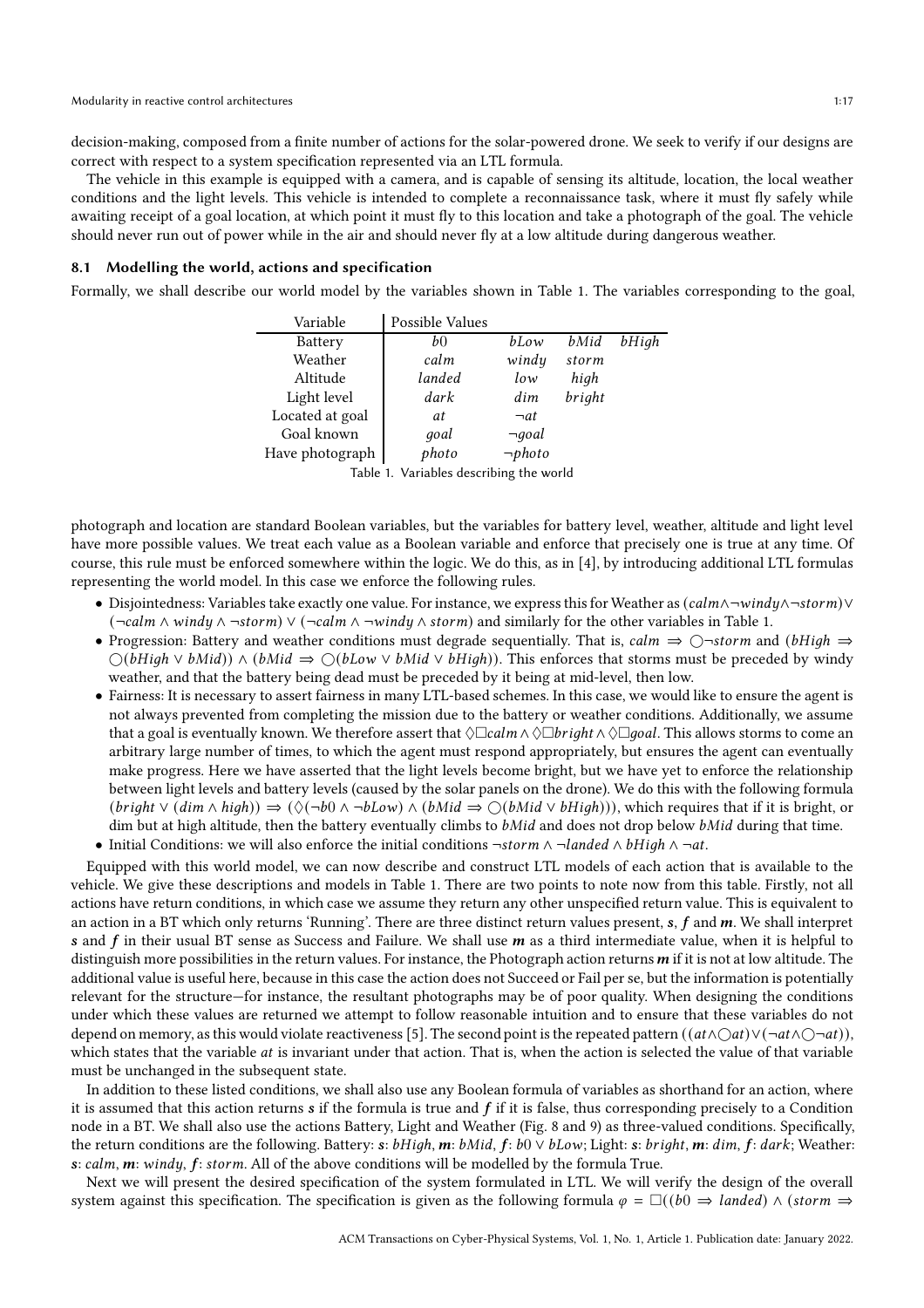decision-making, composed from a finite number of actions for the solar-powered drone. We seek to verify if our designs are correct with respect to a system specification represented via an LTL formula.

The vehicle in this example is equipped with a camera, and is capable of sensing its altitude, location, the local weather conditions and the light levels. This vehicle is intended to complete a reconnaissance task, where it must fly safely while awaiting receipt of a goal location, at which point it must fly to this location and take a photograph of the goal. The vehicle should never run out of power while in the air and should never fly at a low altitude during dangerous weather.

### 8.1 Modelling the world, actions and specification

Formally, we shall describe our world model by the variables shown in Table 1. The variables corresponding to the goal,

| Variable | Possible Values | | | |
|---|---|---|---|---|
| Battery | $b0$ | $bLow$ | $bMid$ | $bHigh$ |
| Weather | $calm$ | $windy$ | $storm$ | |
| Altitude | $landed$ | $low$ | $high$ | |
| Light level | $dark$ | $dim$ | $bright$ | |
| Located at goal | $at$ | $\neg at$ | | |
| Goal known | $goal$ | $\neg goal$ | | |
| Have photograph | $photo$ | $\neg photo$ | | |

Table 1. Variables describing the world

photograph and location are standard Boolean variables, but the variables for battery level, weather, altitude and light level have more possible values. We treat each value as a Boolean variable and enforce that precisely one is true at any time. Of course, this rule must be enforced somewhere within the logic. We do this, as in [4], by introducing additional LTL formulas representing the world model. In this case we enforce the following rules.

- Disjointedness: Variables take exactly one value. For instance, we express this for Weather as $(calm \wedge \neg windy \wedge \neg storm) \vee (\neg calm \wedge windy \wedge \neg storm) \vee (\neg calm \wedge \neg windy \wedge storm)$ and similarly for the other variables in Table 1.
- Progression: Battery and weather conditions must degrade sequentially. That is, $calm \Rightarrow \bigcirc \neg storm$ and $(bHigh \Rightarrow \bigcirc(bHigh \vee bMid)) \wedge (bMid \Rightarrow \bigcirc(bLow \vee bMid \vee bHigh))$. This enforces that storms must be preceded by windy weather, and that the battery being dead must be preceded by it being at mid-level, then low.
- Fairness: It is necessary to assert fairness in many LTL-based schemes. In this case, we would like to ensure the agent is not always prevented from completing the mission due to the battery or weather conditions. Additionally, we assume that a goal is eventually known. We therefore assert that $\Diamond\Box calm \wedge \Diamond\Box bright \wedge \Diamond\Box goal$. This allows storms to come an arbitrary large number of times, to which the agent must respond appropriately, but ensures the agent can eventually make progress. Here we have asserted that the light levels become bright, but we have yet to enforce the relationship between light levels and battery levels (caused by the solar panels on the drone). We do this with the following formula $(bright \vee (dim \wedge high)) \Rightarrow (\Diamond(\neg b0 \wedge \neg bLow) \wedge (bMid \Rightarrow \bigcirc(bMid \vee bHigh)))$, which requires that if it is bright, or dim but at high altitude, then the battery eventually climbs to $bMid$ and does not drop below $bMid$ during that time.
- Initial Conditions: we will also enforce the initial conditions $\neg storm \wedge \neg landed \wedge bHigh \wedge \neg at$.

Equipped with this world model, we can now describe and construct LTL models of each action that is available to the vehicle. We give these descriptions and models in Table 1. There are two points to note now from this table. Firstly, not all actions have return conditions, in which case we assume they return any other unspecified return value. This is equivalent to an action in a BT which only returns 'Running'. There are three distinct return values present, $\boldsymbol{s}$, $\boldsymbol{f}$ and $\boldsymbol{m}$. We shall interpret $\boldsymbol{s}$ and $\boldsymbol{f}$ in their usual BT sense as Success and Failure. We shall use $\boldsymbol{m}$ as a third intermediate value, when it is helpful to distinguish more possibilities in the return values. For instance, the Photograph action returns $\boldsymbol{m}$ if it is not at low altitude. The additional value is useful here, because in this case the action does not Succeed or Fail per se, but the information is potentially relevant for the structure—for instance, the resultant photographs may be of poor quality. When designing the conditions under which these values are returned we attempt to follow reasonable intuition and to ensure that these variables do not depend on memory, as this would violate reactiveness [5]. The second point is the repeated pattern $((at \wedge \bigcirc at) \vee (\neg at \wedge \bigcirc \neg at))$, which states that the variable $at$ is invariant under that action. That is, when the action is selected the value of that variable must be unchanged in the subsequent state.

In addition to these listed conditions, we shall also use any Boolean formula of variables as shorthand for an action, where it is assumed that this action returns $\boldsymbol{s}$ if the formula is true and $\boldsymbol{f}$ if it is false, thus corresponding precisely to a Condition node in a BT. We shall also use the actions Battery, Light and Weather (Fig. 8 and 9) as three-valued conditions. Specifically, the return conditions are the following. Battery: $\boldsymbol{s}$: $bHigh$, $\boldsymbol{m}$: $bMid$, $\boldsymbol{f}$: $b0 \vee bLow$; Light: $\boldsymbol{s}$: $bright$, $\boldsymbol{m}$: $dim$, $\boldsymbol{f}$: $dark$; Weather: $\boldsymbol{s}$: $calm$, $\boldsymbol{m}$: $windy$, $\boldsymbol{f}$: $storm$. All of the above conditions will be modelled by the formula True.

Next we will present the desired specification of the system formulated in LTL. We will verify the design of the overall system against this specification. The specification is given as the following formula $\varphi = \Box((b0 \Rightarrow landed) \wedge (storm \Rightarrow$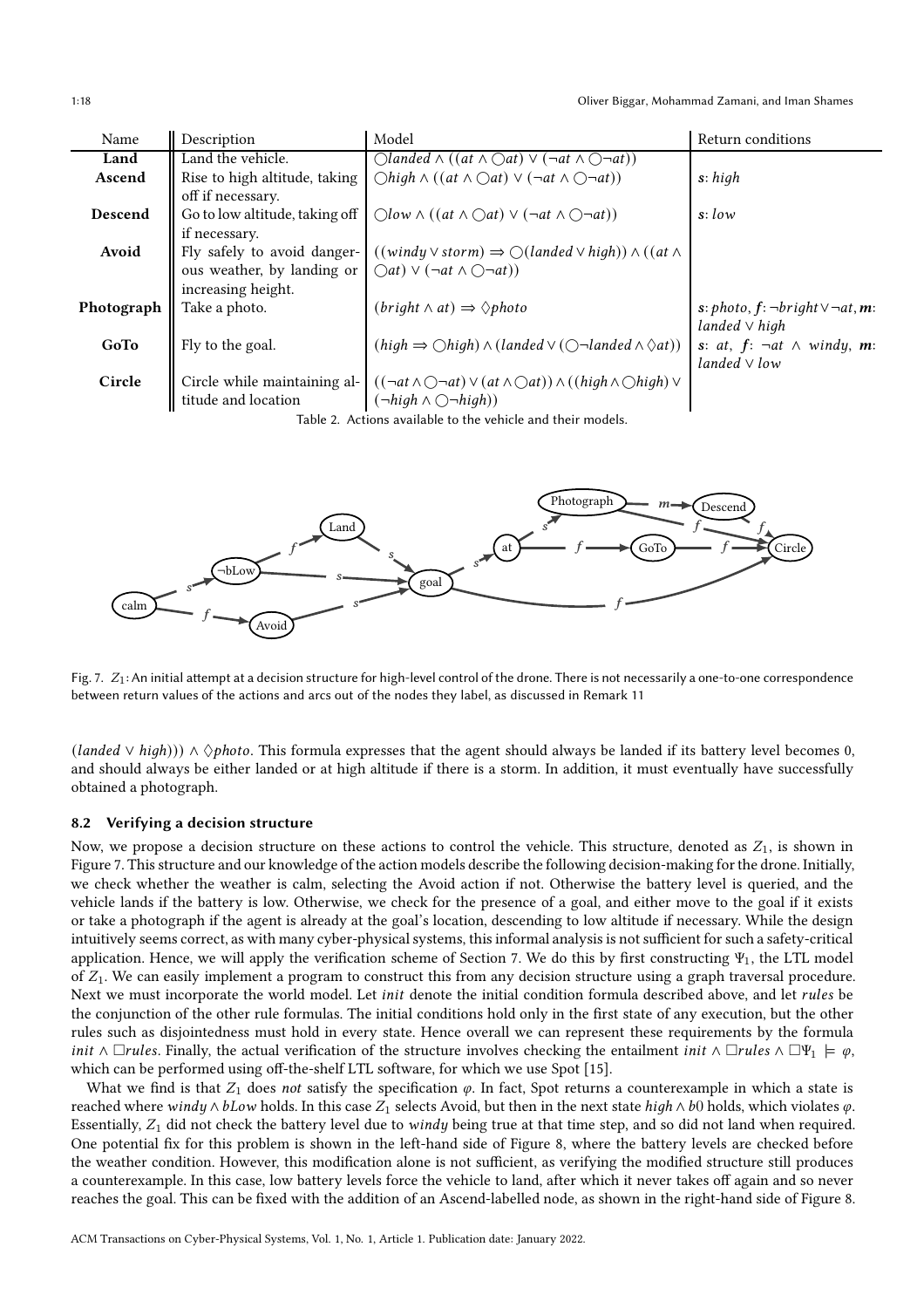| Name | Description | Model | Return conditions |
|---|---|---|---|
| **Land** | Land the vehicle. | $\bigcirc landed \wedge ((at \wedge \bigcirc at) \vee (\neg at \wedge \bigcirc \neg at))$ | |
| **Ascend** | Rise to high altitude, taking off if necessary. | $\bigcirc high \wedge ((at \wedge \bigcirc at) \vee (\neg at \wedge \bigcirc \neg at))$ | $\boldsymbol{s}$: $high$ |
| **Descend** | Go to low altitude, taking off if necessary. | $\bigcirc low \wedge ((at \wedge \bigcirc at) \vee (\neg at \wedge \bigcirc \neg at))$ | $\boldsymbol{s}$: $low$ |
| **Avoid** | Fly safely to avoid dangerous weather, by landing or increasing height. | $((windy \vee storm) \Rightarrow \bigcirc(landed \vee high)) \wedge ((at \wedge \bigcirc at) \vee (\neg at \wedge \bigcirc \neg at))$ | |
| **Photograph** | Take a photo. | $(bright \wedge at) \Rightarrow \lozenge photo$ | $\boldsymbol{s}$: $photo$, $\boldsymbol{f}$: $\neg bright \vee \neg at$, $\boldsymbol{m}$: $landed \vee high$ |
| **GoTo** | Fly to the goal. | $(high \Rightarrow \bigcirc high) \wedge (landed \vee (\bigcirc \neg landed \wedge \lozenge at))$ | $\boldsymbol{s}$: $at$, $\boldsymbol{f}$: $\neg at \wedge windy$, $\boldsymbol{m}$: $landed \vee low$ |
| **Circle** | Circle while maintaining altitude and location | $((\neg at \wedge \bigcirc \neg at) \vee (at \wedge \bigcirc at)) \wedge ((high \wedge \bigcirc high) \vee (\neg high \wedge \bigcirc \neg high))$ | |

Table 2. Actions available to the vehicle and their models.

Fig. 7. $Z_1$: An initial attempt at a decision structure for high-level control of the drone. There is not necessarily a one-to-one correspondence between return values of the actions and arcs out of the nodes they label, as discussed in Remark 11

$(landed \vee high))) \wedge \lozenge photo$. This formula expresses that the agent should always be landed if its battery level becomes 0, and should always be either landed or at high altitude if there is a storm. In addition, it must eventually have successfully obtained a photograph.

### 8.2 Verifying a decision structure

Now, we propose a decision structure on these actions to control the vehicle. This structure, denoted as $Z_1$, is shown in Figure 7. This structure and our knowledge of the action models describe the following decision-making for the drone. Initially, we check whether the weather is calm, selecting the Avoid action if not. Otherwise the battery level is queried, and the vehicle lands if the battery is low. Otherwise, we check for the presence of a goal, and either move to the goal if it exists or take a photograph if the agent is already at the goal's location, descending to low altitude if necessary. While the design intuitively seems correct, as with many cyber-physical systems, this informal analysis is not sufficient for such a safety-critical application. Hence, we will apply the verification scheme of Section 7. We do this by first constructing $\Psi_1$, the LTL model of $Z_1$. We can easily implement a program to construct this from any decision structure using a graph traversal procedure. Next we must incorporate the world model. Let $init$ denote the initial condition formula described above, and let $rules$ be the conjunction of the other rule formulas. The initial conditions hold only in the first state of any execution, but the other rules such as disjointedness must hold in every state. Hence overall we can represent these requirements by the formula $init \wedge \Box rules$. Finally, the actual verification of the structure involves checking the entailment $init \wedge \Box rules \wedge \Box\Psi_1 \models \varphi$, which can be performed using off-the-shelf LTL software, for which we use Spot [15].

What we find is that $Z_1$ does *not* satisfy the specification $\varphi$. In fact, Spot returns a counterexample in which a state is reached where $windy \wedge bLow$ holds. In this case $Z_1$ selects Avoid, but then in the next state $high \wedge b0$ holds, which violates $\varphi$. Essentially, $Z_1$ did not check the battery level due to $windy$ being true at that time step, and so did not land when required. One potential fix for this problem is shown in the left-hand side of Figure 8, where the battery levels are checked before the weather condition. However, this modification alone is not sufficient, as verifying the modified structure still produces a counterexample. In this case, low battery levels force the vehicle to land, after which it never takes off again and so never reaches the goal. This can be fixed with the addition of an Ascend-labelled node, as shown in the right-hand side of Figure 8.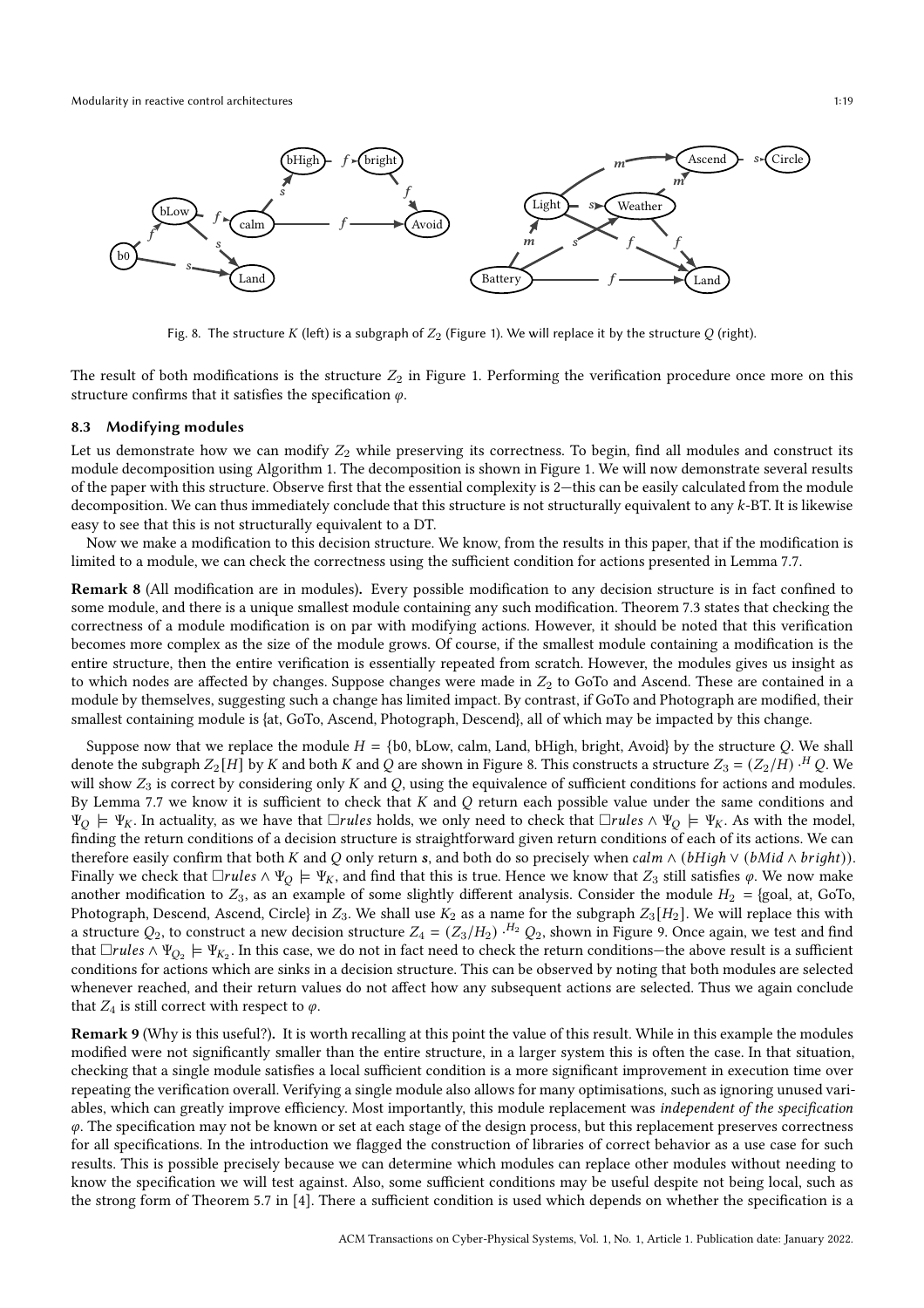Fig. 8. The structure $K$ (left) is a subgraph of $Z_2$ (Figure 1). We will replace it by the structure $Q$ (right).

The result of both modifications is the structure $Z_2$ in Figure 1. Performing the verification procedure once more on this structure confirms that it satisfies the specification $\varphi$.

### 8.3 Modifying modules

Let us demonstrate how we can modify $Z_2$ while preserving its correctness. To begin, find all modules and construct its module decomposition using Algorithm 1. The decomposition is shown in Figure 1. We will now demonstrate several results of the paper with this structure. Observe first that the essential complexity is 2—this can be easily calculated from the module decomposition. We can thus immediately conclude that this structure is not structurally equivalent to any $k$-BT. It is likewise easy to see that this is not structurally equivalent to a DT.

Now we make a modification to this decision structure. We know, from the results in this paper, that if the modification is limited to a module, we can check the correctness using the sufficient condition for actions presented in Lemma 7.7.

**Remark 8** (All modification are in modules). Every possible modification to any decision structure is in fact confined to some module, and there is a unique smallest module containing any such modification. Theorem 7.3 states that checking the correctness of a module modification is on par with modifying actions. However, it should be noted that this verification becomes more complex as the size of the module grows. Of course, if the smallest module containing a modification is the entire structure, then the entire verification is essentially repeated from scratch. However, the modules gives us insight as to which nodes are affected by changes. Suppose changes were made in $Z_2$ to GoTo and Ascend. These are contained in a module by themselves, suggesting such a change has limited impact. By contrast, if GoTo and Photograph are modified, their smallest containing module is {at, GoTo, Ascend, Photograph, Descend}, all of which may be impacted by this change.

Suppose now that we replace the module $H$ = {b0, bLow, calm, Land, bHigh, bright, Avoid} by the structure $Q$. We shall denote the subgraph $Z_2[H]$ by $K$ and both $K$ and $Q$ are shown in Figure 8. This constructs a structure $Z_3 = (Z_2/H) \cdot^H Q$. We will show $Z_3$ is correct by considering only $K$ and $Q$, using the equivalence of sufficient conditions for actions and modules. By Lemma 7.7 we know it is sufficient to check that $K$ and $Q$ return each possible value under the same conditions and $\Psi_Q \models \Psi_K$. In actuality, as we have that $\Box rules$ holds, we only need to check that $\Box rules \wedge \Psi_Q \models \Psi_K$. As with the model, finding the return conditions of a decision structure is straightforward given return conditions of each of its actions. We can therefore easily confirm that both $K$ and $Q$ only return $\mathbf{s}$, and both do so precisely when $calm \wedge (bHigh \vee (bMid \wedge bright))$. Finally we check that $\Box rules \wedge \Psi_Q \models \Psi_K$, and find that this is true. Hence we know that $Z_3$ still satisfies $\varphi$. We now make another modification to $Z_3$, as an example of some slightly different analysis. Consider the module $H_2$ = {goal, at, GoTo, Photograph, Descend, Ascend, Circle} in $Z_3$. We shall use $K_2$ as a name for the subgraph $Z_3[H_2]$. We will replace this with a structure $Q_2$, to construct a new decision structure $Z_4 = (Z_3/H_2) \cdot^{H_2} Q_2$, shown in Figure 9. Once again, we test and find that $\Box rules \wedge \Psi_{Q_2} \models \Psi_{K_2}$. In this case, we do not in fact need to check the return conditions—the above result is a sufficient conditions for actions which are sinks in a decision structure. This can be observed by noting that both modules are selected whenever reached, and their return values do not affect how any subsequent actions are selected. Thus we again conclude that $Z_4$ is still correct with respect to $\varphi$.

**Remark 9** (Why is this useful?). It is worth recalling at this point the value of this result. While in this example the modules modified were not significantly smaller than the entire structure, in a larger system this is often the case. In that situation, checking that a single module satisfies a local sufficient condition is a more significant improvement in execution time over repeating the verification overall. Verifying a single module also allows for many optimisations, such as ignoring unused variables, which can greatly improve efficiency. Most importantly, this module replacement was *independent of the specification* $\varphi$. The specification may not be known or set at each stage of the design process, but this replacement preserves correctness for all specifications. In the introduction we flagged the construction of libraries of correct behavior as a use case for such results. This is possible precisely because we can determine which modules can replace other modules without needing to know the specification we will test against. Also, some sufficient conditions may be useful despite not being local, such as the strong form of Theorem 5.7 in [4]. There a sufficient condition is used which depends on whether the specification is a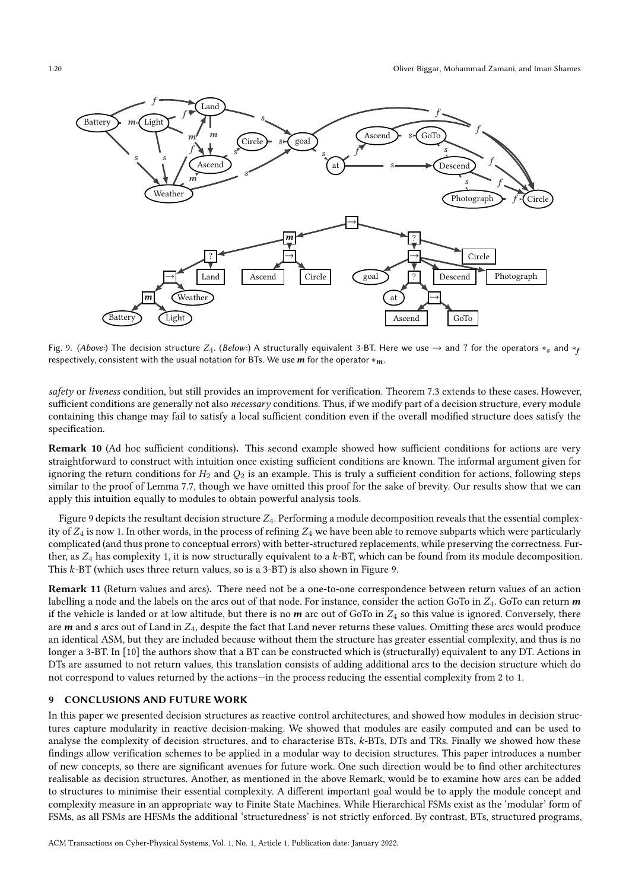Fig. 9. (*Above:*) The decision structure $Z_4$. (*Below:*) A structurally equivalent 3-BT. Here we use $\rightarrow$ and ? for the operators $*_s$ and $*_f$ respectively, consistent with the usual notation for BTs. We use $\boldsymbol{m}$ for the operator $*_{\boldsymbol{m}}$.

*safety* or *liveness* condition, but still provides an improvement for verification. Theorem 7.3 extends to these cases. However, sufficient conditions are generally not also *necessary* conditions. Thus, if we modify part of a decision structure, every module containing this change may fail to satisfy a local sufficient condition even if the overall modified structure does satisfy the specification.

**Remark 10** (Ad hoc sufficient conditions). This second example showed how sufficient conditions for actions are very straightforward to construct with intuition once existing sufficient conditions are known. The informal argument given for ignoring the return conditions for $H_2$ and $Q_2$ is an example. This is truly a sufficient condition for actions, following steps similar to the proof of Lemma 7.7, though we have omitted this proof for the sake of brevity. Our results show that we can apply this intuition equally to modules to obtain powerful analysis tools.

Figure 9 depicts the resultant decision structure $Z_4$. Performing a module decomposition reveals that the essential complexity of $Z_4$ is now 1. In other words, in the process of refining $Z_4$ we have been able to remove subparts which were particularly complicated (and thus prone to conceptual errors) with better-structured replacements, while preserving the correctness. Further, as $Z_4$ has complexity 1, it is now structurally equivalent to a $k$-BT, which can be found from its module decomposition. This $k$-BT (which uses three return values, so is a 3-BT) is also shown in Figure 9.

**Remark 11** (Return values and arcs). There need not be a one-to-one correspondence between return values of an action labelling a node and the labels on the arcs out of that node. For instance, consider the action GoTo in $Z_4$. GoTo can return $\boldsymbol{m}$ if the vehicle is landed or at low altitude, but there is no $\boldsymbol{m}$ arc out of GoTo in $Z_4$ so this value is ignored. Conversely, there are $\boldsymbol{m}$ and $\boldsymbol{s}$ arcs out of Land in $Z_4$, despite the fact that Land never returns these values. Omitting these arcs would produce an identical ASM, but they are included because without them the structure has greater essential complexity, and thus is no longer a 3-BT. In [10] the authors show that a BT can be constructed which is (structurally) equivalent to any DT. Actions in DTs are assumed to not return values, this translation consists of adding additional arcs to the decision structure which do not correspond to values returned by the actions—in the process reducing the essential complexity from 2 to 1.

## 9 CONCLUSIONS AND FUTURE WORK

In this paper we presented decision structures as reactive control architectures, and showed how modules in decision structures capture modularity in reactive decision-making. We showed that modules are easily computed and can be used to analyse the complexity of decision structures, and to characterise BTs, $k$-BTs, DTs and TRs. Finally we showed how these findings allow verification schemes to be applied in a modular way to decision structures. This paper introduces a number of new concepts, so there are significant avenues for future work. One such direction would be to find other architectures realisable as decision structures. Another, as mentioned in the above Remark, would be to examine how arcs can be added to structures to minimise their essential complexity. A different important goal would be to apply the module concept and complexity measure in an appropriate way to Finite State Machines. While Hierarchical FSMs exist as the 'modular' form of FSMs, as all FSMs are HFSMs the additional 'structuredness' is not strictly enforced. By contrast, BTs, structured programs,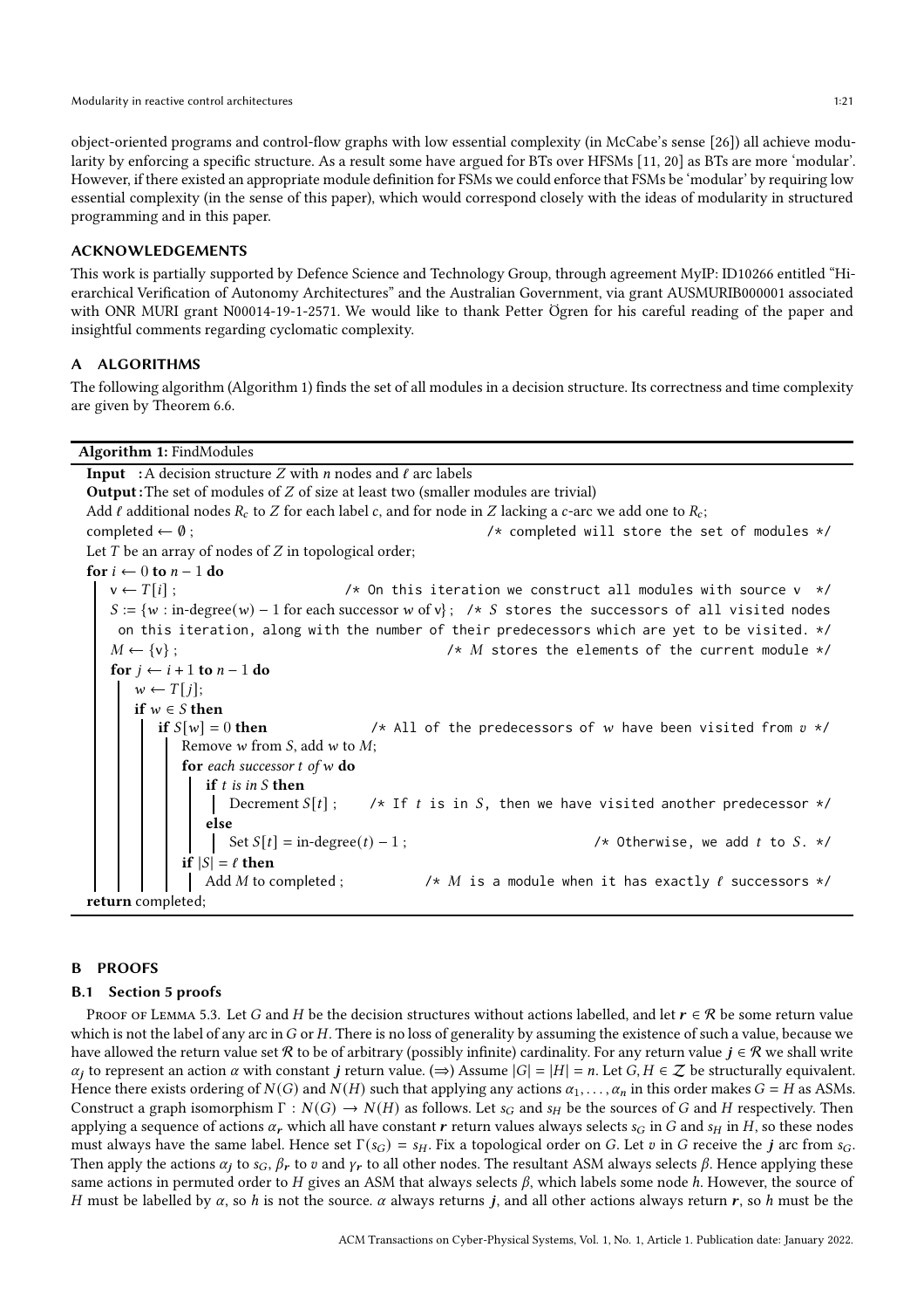object-oriented programs and control-flow graphs with low essential complexity (in McCabe's sense [26]) all achieve modularity by enforcing a specific structure. As a result some have argued for BTs over HFSMs [11, 20] as BTs are more 'modular'. However, if there existed an appropriate module definition for FSMs we could enforce that FSMs be 'modular' by requiring low essential complexity (in the sense of this paper), which would correspond closely with the ideas of modularity in structured programming and in this paper.

## ACKNOWLEDGEMENTS

This work is partially supported by Defence Science and Technology Group, through agreement MyIP: ID10266 entitled "Hierarchical Verification of Autonomy Architectures" and the Australian Government, via grant AUSMURIB000001 associated with ONR MURI grant N00014-19-1-2571. We would like to thank Petter Ögren for his careful reading of the paper and insightful comments regarding cyclomatic complexity.

## A ALGORITHMS

The following algorithm (Algorithm 1) finds the set of all modules in a decision structure. Its correctness and time complexity are given by Theorem 6.6.

**Algorithm 1:** FindModules

```
Input  : A decision structure Z with n nodes and ℓ arc labels
Output : The set of modules of Z of size at least two (smaller modules are trivial)
Add ℓ additional nodes R_c to Z for each label c, and for node in Z lacking a c-arc we add one to R_c;
completed ← ∅ ;                               /* completed will store the set of modules */
Let T be an array of nodes of Z in topological order;
for i ← 0 to n − 1 do
    v ← T[i] ;                  /* On this iteration we construct all modules with source v */
    S := {w : in-degree(w) − 1 for each successor w of v} ;  /* S stores the successors of all visited nodes
        on this iteration, along with the number of their predecessors which are yet to be visited. */
    M ← {v} ;                                  /* M stores the elements of the current module */
    for j ← i + 1 to n − 1 do
        w ← T[j];
        if w ∈ S then
            if S[w] = 0 then          /* All of the predecessors of w have been visited from v */
                Remove w from S, add w to M;
                for each successor t of w do
                    if t is in S then
                        Decrement S[t] ;   /* If t is in S, then we have visited another predecessor */
                    else
                        Set S[t] = in-degree(t) − 1 ;            /* Otherwise, we add t to S. */
                if |S| = ℓ then
                    Add M to completed ;     /* M is a module when it has exactly ℓ successors */
return completed;
```

## B PROOFS

### B.1 Section 5 proofs

Proof of Lemma 5.3. Let $G$ and $H$ be the decision structures without actions labelled, and let $\boldsymbol{r} \in \mathcal{R}$ be some return value which is not the label of any arc in $G$ or $H$. There is no loss of generality by assuming the existence of such a value, because we have allowed the return value set $\mathcal{R}$ to be of arbitrary (possibly infinite) cardinality. For any return value $\boldsymbol{j} \in \mathcal{R}$ we shall write $\alpha_{\boldsymbol{j}}$ to represent an action $\alpha$ with constant $\boldsymbol{j}$ return value. ($\Rightarrow$) Assume $|G| = |H| = n$. Let $G, H \in \mathcal{Z}$ be structurally equivalent. Hence there exists ordering of $N(G)$ and $N(H)$ such that applying any actions $\alpha_1, \ldots, \alpha_n$ in this order makes $G = H$ as ASMs. Construct a graph isomorphism $\Gamma : N(G) \to N(H)$ as follows. Let $s_G$ and $s_H$ be the sources of $G$ and $H$ respectively. Then applying a sequence of actions $\alpha_{\boldsymbol{r}}$ which all have constant $\boldsymbol{r}$ return values always selects $s_G$ in $G$ and $s_H$ in $H$, so these nodes must always have the same label. Hence set $\Gamma(s_G) = s_H$. Fix a topological order on $G$. Let $v$ in $G$ receive the $\boldsymbol{j}$ arc from $s_G$. Then apply the actions $\alpha_{\boldsymbol{j}}$ to $s_G$, $\beta_{\boldsymbol{r}}$ to $v$ and $\gamma_{\boldsymbol{r}}$ to all other nodes. The resultant ASM always selects $\beta$. Hence applying these same actions in permuted order to $H$ gives an ASM that always selects $\beta$, which labels some node $h$. However, the source of $H$ must be labelled by $\alpha$, so $h$ is not the source. $\alpha$ always returns $\boldsymbol{j}$, and all other actions always return $\boldsymbol{r}$, so $h$ must be the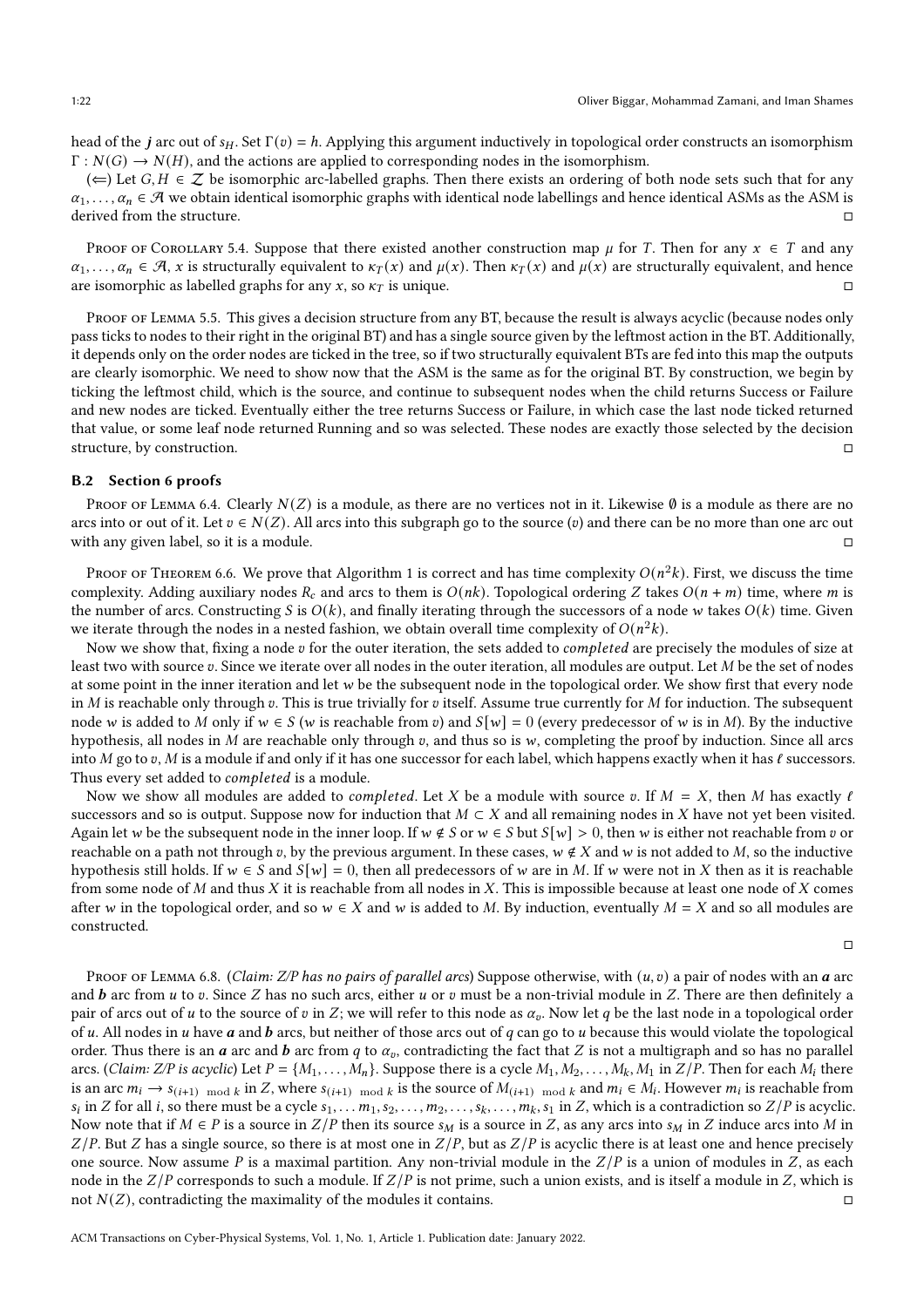head of the $j$ arc out of $s_H$. Set $\Gamma(v) = h$. Applying this argument inductively in topological order constructs an isomorphism $\Gamma : N(G) \to N(H)$, and the actions are applied to corresponding nodes in the isomorphism.

($\Leftarrow$) Let $G, H \in \mathcal{Z}$ be isomorphic arc-labelled graphs. Then there exists an ordering of both node sets such that for any $\alpha_1, \dots, \alpha_n \in \mathcal{A}$ we obtain identical isomorphic graphs with identical node labellings and hence identical ASMs as the ASM is derived from the structure. □

Proof of Corollary 5.4. Suppose that there existed another construction map $\mu$ for $T$. Then for any $x \in T$ and any $\alpha_1, \dots, \alpha_n \in \mathcal{A}$, $x$ is structurally equivalent to $\kappa_T(x)$ and $\mu(x)$. Then $\kappa_T(x)$ and $\mu(x)$ are structurally equivalent, and hence are isomorphic as labelled graphs for any $x$, so $\kappa_T$ is unique. □

Proof of Lemma 5.5. This gives a decision structure from any BT, because the result is always acyclic (because nodes only pass ticks to nodes to their right in the original BT) and has a single source given by the leftmost action in the BT. Additionally, it depends only on the order nodes are ticked in the tree, so if two structurally equivalent BTs are fed into this map the outputs are clearly isomorphic. We need to show now that the ASM is the same as for the original BT. By construction, we begin by ticking the leftmost child, which is the source, and continue to subsequent nodes when the child returns Success or Failure and new nodes are ticked. Eventually either the tree returns Success or Failure, in which case the last node ticked returned that value, or some leaf node returned Running and so was selected. These nodes are exactly those selected by the decision structure, by construction. □

## B.2 Section 6 proofs

Proof of Lemma 6.4. Clearly $N(Z)$ is a module, as there are no vertices not in it. Likewise $\emptyset$ is a module as there are no arcs into or out of it. Let $v \in N(Z)$. All arcs into this subgraph go to the source ($v$) and there can be no more than one arc out with any given label, so it is a module. □

Proof of Theorem 6.6. We prove that Algorithm 1 is correct and has time complexity $O(n^2k)$. First, we discuss the time complexity. Adding auxiliary nodes $R_c$ and arcs to them is $O(nk)$. Topological ordering $Z$ takes $O(n + m)$ time, where $m$ is the number of arcs. Constructing $S$ is $O(k)$, and finally iterating through the successors of a node $w$ takes $O(k)$ time. Given we iterate through the nodes in a nested fashion, we obtain overall time complexity of $O(n^2k)$.

Now we show that, fixing a node $v$ for the outer iteration, the sets added to *completed* are precisely the modules of size at least two with source $v$. Since we iterate over all nodes in the outer iteration, all modules are output. Let $M$ be the set of nodes at some point in the inner iteration and let $w$ be the subsequent node in the topological order. We show first that every node in $M$ is reachable only through $v$. This is true trivially for $v$ itself. Assume true currently for $M$ for induction. The subsequent node $w$ is added to $M$ only if $w \in S$ ($w$ is reachable from $v$) and $S[w] = 0$ (every predecessor of $w$ is in $M$). By the inductive hypothesis, all nodes in $M$ are reachable only through $v$, and thus so is $w$, completing the proof by induction. Since all arcs into $M$ go to $v$, $M$ is a module if and only if it has one successor for each label, which happens exactly when it has $\ell$ successors. Thus every set added to *completed* is a module.

Now we show all modules are added to *completed*. Let $X$ be a module with source $v$. If $M = X$, then $M$ has exactly $\ell$ successors and so is output. Suppose now for induction that $M \subset X$ and all remaining nodes in $X$ have not yet been visited. Again let $w$ be the subsequent node in the inner loop. If $w \notin S$ or $w \in S$ but $S[w] > 0$, then $w$ is either not reachable from $v$ or reachable on a path not through $v$, by the previous argument. In these cases, $w \notin X$ and $w$ is not added to $M$, so the inductive hypothesis still holds. If $w \in S$ and $S[w] = 0$, then all predecessors of $w$ are in $M$. If $w$ were not in $X$ then as it is reachable from some node of $M$ and thus $X$ it is reachable from all nodes in $X$. This is impossible because at least one node of $X$ comes after $w$ in the topological order, and so $w \in X$ and $w$ is added to $M$. By induction, eventually $M = X$ and so all modules are constructed.

□

Proof of Lemma 6.8. (*Claim: $Z/P$ has no pairs of parallel arcs*) Suppose otherwise, with $(u, v)$ a pair of nodes with an $\boldsymbol{a}$ arc and $\boldsymbol{b}$ arc from $u$ to $v$. Since $Z$ has no such arcs, either $u$ or $v$ must be a non-trivial module in $Z$. There are then definitely a pair of arcs out of $u$ to the source of $v$ in $Z$; we will refer to this node as $\alpha_v$. Now let $q$ be the last node in a topological order of $u$. All nodes in $u$ have $\boldsymbol{a}$ and $\boldsymbol{b}$ arcs, but neither of those arcs out of $q$ can go to $u$ because this would violate the topological order. Thus there is an $\boldsymbol{a}$ arc and $\boldsymbol{b}$ arc from $q$ to $\alpha_v$, contradicting the fact that $Z$ is not a multigraph and so has no parallel arcs. (*Claim: $Z/P$ is acyclic*) Let $P = \{M_1, \dots, M_n\}$. Suppose there is a cycle $M_1, M_2, \dots, M_k, M_1$ in $Z/P$. Then for each $M_i$ there is an arc $m_i \to s_{(i+1) \mod k}$ in $Z$, where $s_{(i+1) \mod k}$ is the source of $M_{(i+1) \mod k}$ and $m_i \in M_i$. However $m_i$ is reachable from $s_i$ in $Z$ for all $i$, so there must be a cycle $s_1, \dots m_1, s_2, \dots, m_2, \dots, s_k, \dots, m_k, s_1$ in $Z$, which is a contradiction so $Z/P$ is acyclic. Now note that if $M \in P$ is a source in $Z/P$ then its source $s_M$ is a source in $Z$, as any arcs into $s_M$ in $Z$ induce arcs into $M$ in $Z/P$. But $Z$ has a single source, so there is at most one in $Z/P$, but as $Z/P$ is acyclic there is at least one and hence precisely one source. Now assume $P$ is a maximal partition. Any non-trivial module in the $Z/P$ is a union of modules in $Z$, as each node in the $Z/P$ corresponds to such a module. If $Z/P$ is not prime, such a union exists, and is itself a module in $Z$, which is not $N(Z)$, contradicting the maximality of the modules it contains. □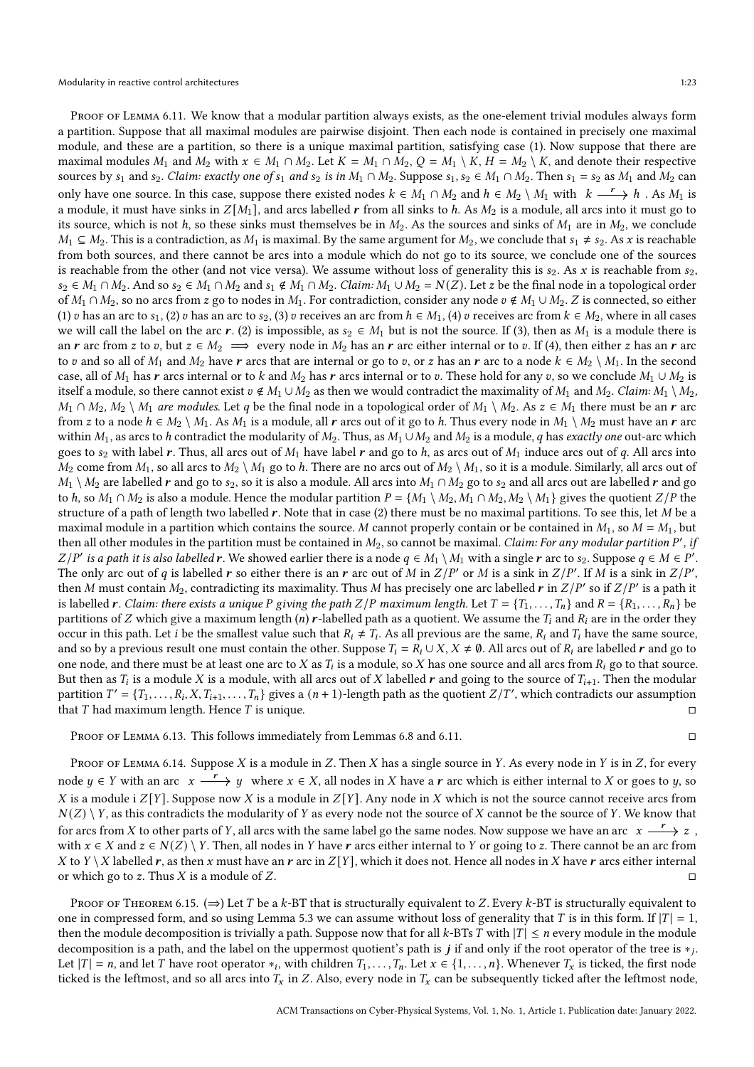Proof of Lemma 6.11. We know that a modular partition always exists, as the one-element trivial modules always form a partition. Suppose that all maximal modules are pairwise disjoint. Then each node is contained in precisely one maximal module, and these are a partition, so there is a unique maximal partition, satisfying case (1). Now suppose that there are maximal modules $M_1$ and $M_2$ with $x \in M_1 \cap M_2$. Let $K = M_1 \cap M_2$, $Q = M_1 \setminus K$, $H = M_2 \setminus K$, and denote their respective sources by $s_1$ and $s_2$. *Claim: exactly one of $s_1$ and $s_2$ is in $M_1 \cap M_2$.* Suppose $s_1, s_2 \in M_1 \cap M_2$. Then $s_1 = s_2$ as $M_1$ and $M_2$ can only have one source. In this case, suppose there existed nodes $k \in M_1 \cap M_2$ and $h \in M_2 \setminus M_1$ with $k \xrightarrow{\ r\ } h$ . As $M_1$ is a module, it must have sinks in $Z[M_1]$, and arcs labelled $\boldsymbol{r}$ from all sinks to $h$. As $M_2$ is a module, all arcs into it must go to its source, which is not $h$, so these sinks must themselves be in $M_2$. As the sources and sinks of $M_1$ are in $M_2$, we conclude $M_1 \subseteq M_2$. This is a contradiction, as $M_1$ is maximal. By the same argument for $M_2$, we conclude that $s_1 \neq s_2$. As $x$ is reachable from both sources, and there cannot be arcs into a module which do not go to its source, we conclude one of the sources is reachable from the other (and not vice versa). We assume without loss of generality this is $s_2$. As $x$ is reachable from $s_2$, $s_2 \in M_1 \cap M_2$. And so $s_2 \in M_1 \cap M_2$ and $s_1 \notin M_1 \cap M_2$. *Claim: $M_1 \cup M_2 = N(Z)$.* Let $z$ be the final node in a topological order of $M_1 \cap M_2$, so no arcs from $z$ go to nodes in $M_1$. For contradiction, consider any node $v \notin M_1 \cup M_2$. $Z$ is connected, so either (1) $v$ has an arc to $s_1$, (2) $v$ has an arc to $s_2$, (3) $v$ receives an arc from $h \in M_1$, (4) $v$ receives arc from $k \in M_2$, where in all cases we will call the label on the arc $\boldsymbol{r}$. (2) is impossible, as $s_2 \in M_1$ but is not the source. If (3), then as $M_1$ is a module there is an $\boldsymbol{r}$ arc from $z$ to $v$, but $z \in M_2 \implies$ every node in $M_2$ has an $\boldsymbol{r}$ arc either internal or to $v$. If (4), then either $z$ has an $\boldsymbol{r}$ arc to $v$ and so all of $M_1$ and $M_2$ have $\boldsymbol{r}$ arcs that are internal or go to $v$, or $z$ has an $\boldsymbol{r}$ arc to a node $k \in M_2 \setminus M_1$. In the second case, all of $M_1$ has $\boldsymbol{r}$ arcs internal or to $k$ and $M_2$ has $\boldsymbol{r}$ arcs internal or to $v$. These hold for any $v$, so we conclude $M_1 \cup M_2$ is itself a module, so there cannot exist $v \notin M_1 \cup M_2$ as then we would contradict the maximality of $M_1$ and $M_2$. *Claim: $M_1 \setminus M_2$, $M_1 \cap M_2$, $M_2 \setminus M_1$ are modules.* Let $q$ be the final node in a topological order of $M_1 \setminus M_2$. As $z \in M_1$ there must be an $\boldsymbol{r}$ arc from $z$ to a node $h \in M_2 \setminus M_1$. As $M_1$ is a module, all $\boldsymbol{r}$ arcs out of it go to $h$. Thus every node in $M_1 \setminus M_2$ must have an $\boldsymbol{r}$ arc within $M_1$, as arcs to $h$ contradict the modularity of $M_2$. Thus, as $M_1 \cup M_2$ and $M_2$ is a module, $q$ has *exactly one* out-arc which goes to $s_2$ with label $\boldsymbol{r}$. Thus, all arcs out of $M_1$ have label $\boldsymbol{r}$ and go to $h$, as arcs out of $M_1$ induce arcs out of $q$. All arcs into $M_2$ come from $M_1$, so all arcs to $M_2 \setminus M_1$ go to $h$. There are no arcs out of $M_2 \setminus M_1$, so it is a module. Similarly, all arcs out of $M_1 \setminus M_2$ are labelled $\boldsymbol{r}$ and go to $s_2$, so it is also a module. All arcs into $M_1 \cap M_2$ go to $s_2$ and all arcs out are labelled $\boldsymbol{r}$ and go to $h$, so $M_1 \cap M_2$ is also a module. Hence the modular partition $P = \{M_1 \setminus M_2, M_1 \cap M_2, M_2 \setminus M_1\}$ gives the quotient $Z/P$ the structure of a path of length two labelled $\boldsymbol{r}$. Note that in case (2) there must be no maximal partitions. To see this, let $M$ be a maximal module in a partition which contains the source. $M$ cannot properly contain or be contained in $M_1$, so $M = M_1$, but then all other modules in the partition must be contained in $M_2$, so cannot be maximal. *Claim: For any modular partition $P'$, if $Z/P'$ is a path it is also labelled $\boldsymbol{r}$.* We showed earlier there is a node $q \in M_1 \setminus M_1$ with a single $\boldsymbol{r}$ arc to $s_2$. Suppose $q \in M \in P'$. The only arc out of $q$ is labelled $\boldsymbol{r}$ so either there is an $\boldsymbol{r}$ arc out of $M$ in $Z/P'$ or $M$ is a sink in $Z/P'$. If $M$ is a sink in $Z/P'$, then $M$ must contain $M_2$, contradicting its maximality. Thus $M$ has precisely one arc labelled $\boldsymbol{r}$ in $Z/P'$ so if $Z/P'$ is a path it is labelled $\boldsymbol{r}$. *Claim: there exists a unique $P$ giving the path $Z/P$ maximum length.* Let $T = \{T_1, \ldots, T_n\}$ and $R = \{R_1, \ldots, R_n\}$ be partitions of $Z$ which give a maximum length $(n)$ $\boldsymbol{r}$-labelled path as a quotient. We assume the $T_i$ and $R_i$ are in the order they occur in this path. Let $i$ be the smallest value such that $R_i \neq T_i$. As all previous are the same, $R_i$ and $T_i$ have the same source, and so by a previous result one must contain the other. Suppose $T_i = R_i \cup X$, $X \neq \emptyset$. All arcs out of $R_i$ are labelled $\boldsymbol{r}$ and go to one node, and there must be at least one arc to $X$ as $T_i$ is a module, so $X$ has one source and all arcs from $R_i$ go to that source. But then as $T_i$ is a module $X$ is a module, with all arcs out of $X$ labelled $\boldsymbol{r}$ and going to the source of $T_{i+1}$. Then the modular partition $T' = \{T_1, \ldots, R_i, X, T_{i+1}, \ldots, T_n\}$ gives a $(n+1)$-length path as the quotient $Z/T'$, which contradicts our assumption that $T$ had maximum length. Hence $T$ is unique. □

Proof of Lemma 6.13. This follows immediately from Lemmas 6.8 and 6.11. □

Proof of Lemma 6.14. Suppose $X$ is a module in $Z$. Then $X$ has a single source in $Y$. As every node in $Y$ is in $Z$, for every node $y \in Y$ with an arc $x \xrightarrow{\ r\ } y$ where $x \in X$, all nodes in $X$ have a $\boldsymbol{r}$ arc which is either internal to $X$ or goes to $y$, so $X$ is a module i $Z[Y]$. Suppose now $X$ is a module in $Z[Y]$. Any node in $X$ which is not the source cannot receive arcs from $N(Z) \setminus Y$, as this contradicts the modularity of $Y$ as every node not the source of $X$ cannot be the source of $Y$. We know that for arcs from $X$ to other parts of $Y$, all arcs with the same label go the same nodes. Now suppose we have an arc $x \xrightarrow{\ r\ } z$ , with $x \in X$ and $z \in N(Z) \setminus Y$. Then, all nodes in $Y$ have $\boldsymbol{r}$ arcs either internal to $Y$ or going to $z$. There cannot be an arc from $X$ to $Y \setminus X$ labelled $\boldsymbol{r}$, as then $x$ must have an $\boldsymbol{r}$ arc in $Z[Y]$, which it does not. Hence all nodes in $X$ have $\boldsymbol{r}$ arcs either internal or which go to $z$. Thus $X$ is a module of $Z$. □

Proof of Theorem 6.15. ($\Rightarrow$) Let $T$ be a $k$-BT that is structurally equivalent to $Z$. Every $k$-BT is structurally equivalent to one in compressed form, and so using Lemma 5.3 we can assume without loss of generality that $T$ is in this form. If $|T| = 1$, then the module decomposition is trivially a path. Suppose now that for all $k$-BTs $T$ with $|T| \leq n$ every module in the module decomposition is a path, and the label on the uppermost quotient's path is $\boldsymbol{j}$ if and only if the root operator of the tree is $*_j$. Let $|T| = n$, and let $T$ have root operator $*_i$, with children $T_1, \ldots, T_n$. Let $x \in \{1, \ldots, n\}$. Whenever $T_x$ is ticked, the first node ticked is the leftmost, and so all arcs into $T_x$ in $Z$. Also, every node in $T_x$ can be subsequently ticked after the leftmost node,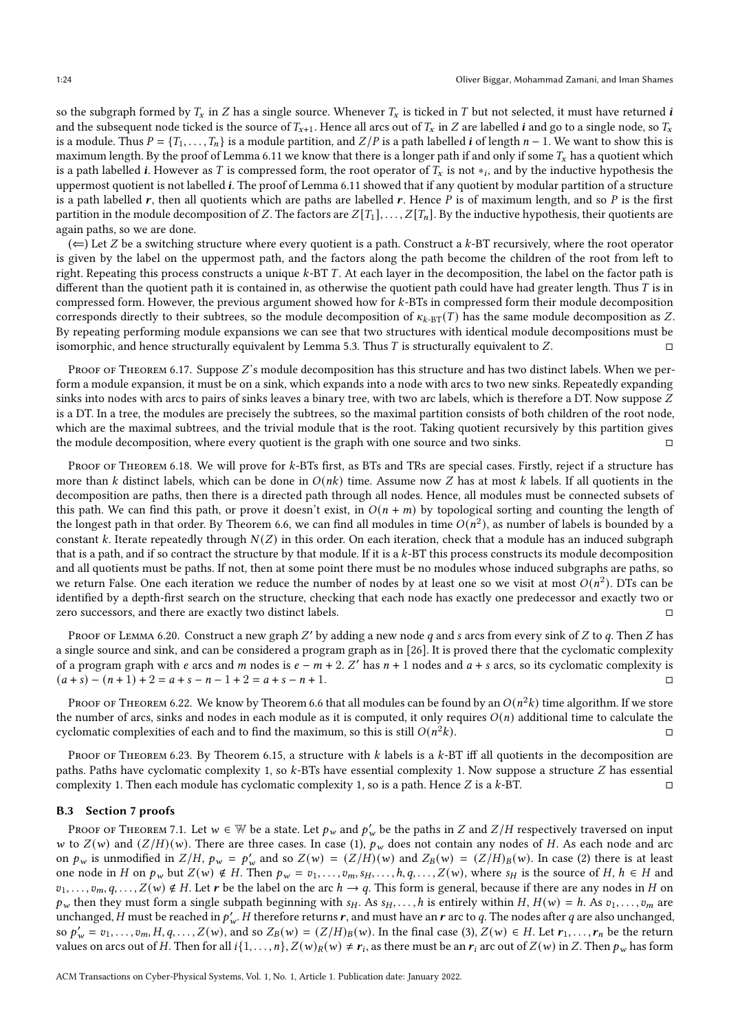so the subgraph formed by $T_x$ in $Z$ has a single source. Whenever $T_x$ is ticked in $T$ but not selected, it must have returned $\boldsymbol{i}$ and the subsequent node ticked is the source of $T_{x+1}$. Hence all arcs out of $T_x$ in $Z$ are labelled $\boldsymbol{i}$ and go to a single node, so $T_x$ is a module. Thus $P = \{T_1, \dots, T_n\}$ is a module partition, and $Z/P$ is a path labelled $\boldsymbol{i}$ of length $n-1$. We want to show this is maximum length. By the proof of Lemma 6.11 we know that there is a longer path if and only if some $T_x$ has a quotient which is a path labelled $\boldsymbol{i}$. However as $T$ is compressed form, the root operator of $T_x$ is not $*_i$, and by the inductive hypothesis the uppermost quotient is not labelled $\boldsymbol{i}$. The proof of Lemma 6.11 showed that if any quotient by modular partition of a structure is a path labelled $\boldsymbol{r}$, then all quotients which are paths are labelled $\boldsymbol{r}$. Hence $P$ is of maximum length, and so $P$ is the first partition in the module decomposition of $Z$. The factors are $Z[T_1], \dots, Z[T_n]$. By the inductive hypothesis, their quotients are again paths, so we are done.

($\Leftarrow$) Let $Z$ be a switching structure where every quotient is a path. Construct a $k$-BT recursively, where the root operator is given by the label on the uppermost path, and the factors along the path become the children of the label on the root from left to right. Repeating this process constructs a unique $k$-BT $T$. At each layer in the decomposition, the label on the factor path is different than the quotient path it is contained in, as otherwise the quotient path could have had greater length. Thus $T$ is in compressed form. However, the previous argument showed how for $k$-BTs in compressed form their module decomposition corresponds directly to their subtrees, so the module decomposition of $\kappa_{k\text{-BT}}(T)$ has the same module decomposition as $Z$. By repeating performing module expansions we can see that two structures with identical module decompositions must be isomorphic, and hence structurally equivalent by Lemma 5.3. Thus $T$ is structurally equivalent to $Z$. □

Proof of Theorem 6.17. Suppose $Z$'s module decomposition has this structure and has two distinct labels. When we perform a module expansion, it must be on a sink, which expands into a node with arcs to two new sinks. Repeatedly expanding sinks into nodes with arcs to pairs of sinks leaves a binary tree, with two arc labels, which is therefore a DT. Now suppose $Z$ is a DT. In a tree, the modules are precisely the subtrees, so the maximal partition consists of both children of the root node, which are the maximal subtrees, and the trivial module that is the root. Taking quotient recursively by this partition gives the module decomposition, where every quotient is the graph with one source and two sinks. □

Proof of Theorem 6.18. We will prove for $k$-BTs first, as BTs and TRs are special cases. Firstly, reject if a structure has more than $k$ distinct labels, which can be done in $O(nk)$ time. Assume now $Z$ has at most $k$ labels. If all quotients in the decomposition are paths, then there is a directed path through all nodes. Hence, all modules must be connected subsets of this path. We can find this path, or prove it doesn't exist, in $O(n + m)$ by topological sorting and counting the length of the longest path in that order. By Theorem 6.6, we can find all modules in time $O(n^2)$, as number of labels is bounded by a constant $k$. Iterate repeatedly through $N(Z)$ in this order. On each iteration, check that a module has an induced subgraph that is a path, and if so contract the structure by that module. If it is a $k$-BT this process constructs its module decomposition and all quotients must be paths. If not, then at some point there must be no modules whose induced subgraphs are paths, so we return False. One each iteration we reduce the number of nodes by at least one so we visit at most $O(n^2)$. DTs can be identified by a depth-first search on the structure, checking that each node has exactly one predecessor and exactly two or zero successors, and there are exactly two distinct labels. □

Proof of Lemma 6.20. Construct a new graph $Z'$ by adding a new node $q$ and $s$ arcs from every sink of $Z$ to $q$. Then $Z$ has a single source and sink, and can be considered a program graph as in [26]. It is proved there that the cyclomatic complexity of a program graph with $e$ arcs and $m$ nodes is $e - m + 2$. $Z'$ has $n + 1$ nodes and $a + s$ arcs, so its cyclomatic complexity is $(a + s) - (n + 1) + 2 = a + s - n - 1 + 2 = a + s - n + 1$. □

Proof of Theorem 6.22. We know by Theorem 6.6 that all modules can be found by an $O(n^2k)$ time algorithm. If we store the number of arcs, sinks and nodes in each module as it is computed, it only requires $O(n)$ additional time to calculate the cyclomatic complexities of each and to find the maximum, so this is still $O(n^2k)$. □

Proof of Theorem 6.23. By Theorem 6.15, a structure with $k$ labels is a $k$-BT iff all quotients in the decomposition are paths. Paths have cyclomatic complexity 1, so $k$-BTs have essential complexity 1. Now suppose a structure $Z$ has essential complexity 1. Then each module has cyclomatic complexity 1, so is a path. Hence $Z$ is a $k$-BT. □

### B.3 Section 7 proofs

Proof of Theorem 7.1. Let $w \in \mathbb{W}$ be a state. Let $p_w$ and $p'_w$ be the paths in $Z$ and $Z/H$ respectively traversed on input $w$ to $Z(w)$ and $(Z/H)(w)$. There are three cases. In case (1), $p_w$ does not contain any nodes of $H$. As each node and arc on $p_w$ is unmodified in $Z/H$, $p_w = p'_w$ and so $Z(w) = (Z/H)(w)$ and $Z_B(w) = (Z/H)_B(w)$. In case (2) there is at least one node in $H$ on $p_w$ but $Z(w) \notin H$. Then $p_w = v_1, \dots, v_m, s_H, \dots, h, q, \dots, Z(w)$, where $s_H$ is the source of $H$, $h \in H$ and $v_1, \dots, v_m, q, \dots, Z(w) \notin H$. Let $\boldsymbol{r}$ be the label on the arc $h \to q$. This form is general, because if there are any nodes in $H$ on $p_w$ then they must form a single subpath beginning with $s_H$. As $s_H, \dots, h$ is entirely within $H$, $H(w) = h$. As $v_1, \dots, v_m$ are unchanged, $H$ must be reached in $p'_w$. $H$ therefore returns $\boldsymbol{r}$, and must have an $\boldsymbol{r}$ arc to $q$. The nodes after $q$ are also unchanged, so $p'_w = v_1, \dots, v_m, H, q, \dots, Z(w)$, and so $Z_B(w) = (Z/H)_B(w)$. In the final case (3), $Z(w) \in H$. Let $\boldsymbol{r}_1, \dots, \boldsymbol{r}_n$ be the return values on arcs out of $H$. Then for all $i\{1, \dots, n\}$, $Z(w)_R(w) \neq \boldsymbol{r}_i$, as there must be an $\boldsymbol{r}_i$ arc out of $Z(w)$ in $Z$. Then $p_w$ has form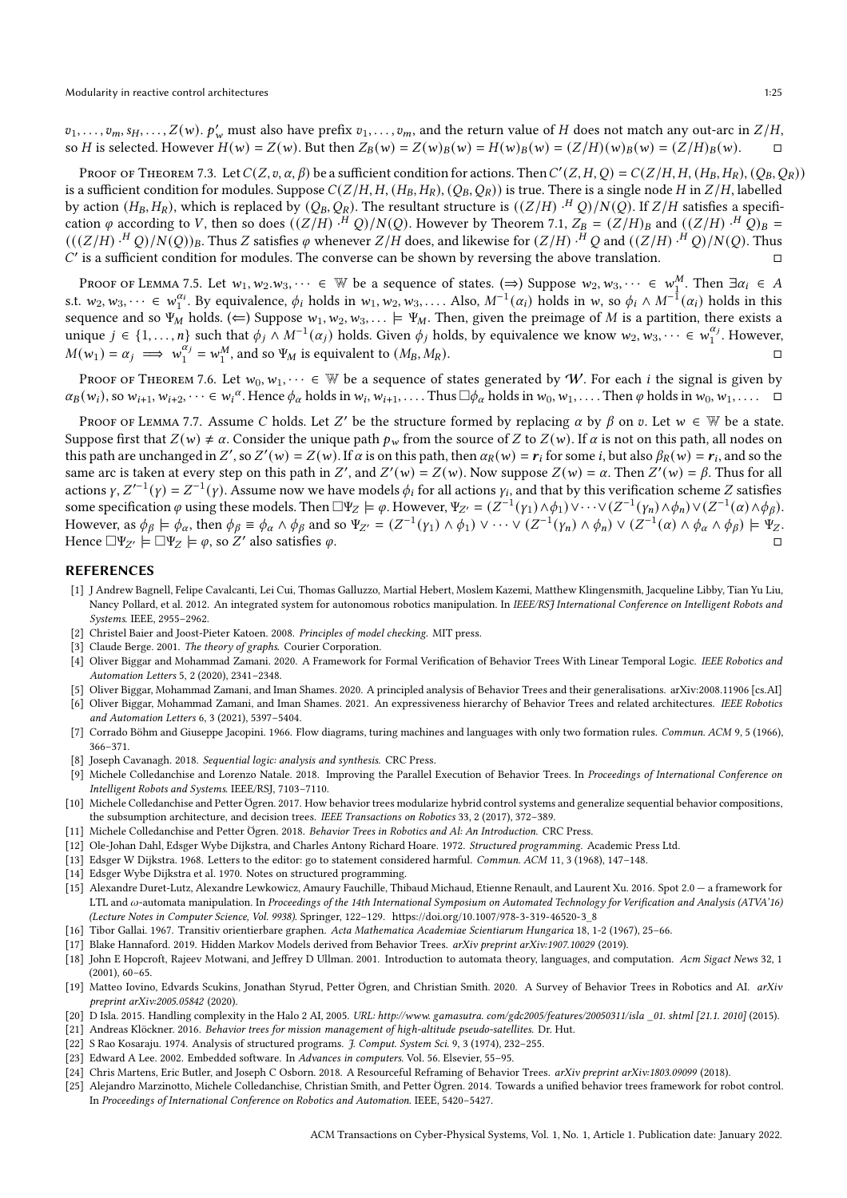$v_1, \ldots, v_m, s_H, \ldots, Z(w)$. $p'_w$ must also have prefix $v_1, \ldots, v_m$, and the return value of $H$ does not match any out-arc in $Z/H$, so $H$ is selected. However $H(w) = Z(w)$. But then $Z_B(w) = Z(w)_B(w) = H(w)_B(w) = (Z/H)(w)_B(w) = (Z/H)_B(w)$. □

Proof of Theorem 7.3. Let $C(Z, v, \alpha, \beta)$ be a sufficient condition for actions. Then $C'(Z, H, Q) = C(Z/H, H, (H_B, H_R), (Q_B, Q_R))$ is a sufficient condition for modules. Suppose $C(Z/H, H, (H_B, H_R), (Q_B, Q_R))$ is true. There is a single node $H$ in $Z/H$, labelled by action $(H_B, H_R)$, which is replaced by $(Q_B, Q_R)$. The resultant structure is $((Z/H) \cdot^H Q)/N(Q)$. If $Z/H$ satisfies a specification $\varphi$ according to $V$, then so does $((Z/H) \cdot^H Q)/N(Q)$. However by Theorem 7.1, $Z_B = (Z/H)_B$ and $((Z/H) \cdot^H Q)_B = (((Z/H) \cdot^H Q)/N(Q))_B$. Thus $Z$ satisfies $\varphi$ whenever $Z/H$ does, and likewise for $(Z/H) \cdot^H Q$ and $((Z/H) \cdot^H Q)/N(Q)$. Thus $C'$ is a sufficient condition for modules. The converse can be shown by reversing the above translation. □

Proof of Lemma 7.5. Let $w_1, w_2.w_3, \dots \in \mathbb{W}$ be a sequence of states. ($\Rightarrow$) Suppose $w_2, w_3, \dots \in w_1^M$. Then $\exists \alpha_i \in A$ s.t. $w_2, w_3, \dots \in w_1^{\alpha_i}$. By equivalence, $\phi_i$ holds in $w_1, w_2, w_3, \dots$. Also, $M^{-1}(\alpha_i)$ holds in $w$, so $\phi_i \wedge M^{-1}(\alpha_i)$ holds in this sequence and so $\Psi_M$ holds. ($\Leftarrow$) Suppose $w_1, w_2, w_3, \dots \models \Psi_M$. Then, given the preimage of $M$ is a partition, there exists a unique $j \in \{1, \dots, n\}$ such that $\phi_j \wedge M^{-1}(\alpha_j)$ holds. Given $\phi_j$ holds, by equivalence we know $w_2, w_3, \dots \in w_1^{\alpha_j}$. However, $M(w_1) = \alpha_j \implies w_1^{\alpha_j} = w_1^M$, and so $\Psi_M$ is equivalent to $(M_B, M_R)$. □

Proof of Theorem 7.6. Let $w_0, w_1, \dots \in \mathbb{W}$ be a sequence of states generated by $\mathcal{W}$. For each $i$ the signal is given by $\alpha_B(w_i)$, so $w_{i+1}, w_{i+2}, \dots \in w_i{}^\alpha$. Hence $\phi_\alpha$ holds in $w_i, w_{i+1}, \dots$. Thus $\Box\phi_\alpha$ holds in $w_0, w_1, \dots$. Then $\varphi$ holds in $w_0, w_1, \dots$. □

Proof of Lemma 7.7. Assume $C$ holds. Let $Z'$ be the structure formed by replacing $\alpha$ by $\beta$ on $v$. Let $w \in \mathbb{W}$ be a state. Suppose first that $Z(w) \neq \alpha$. Consider the unique path $p_w$ from the source of $Z$ to $Z(w)$. If $\alpha$ is not on this path, all nodes on this path are unchanged in $Z'$, so $Z'(w) = Z(w)$. If $\alpha$ is on this path, then $\alpha_R(w) = \boldsymbol{r}_i$ for some $i$, but also $\beta_R(w) = \boldsymbol{r}_i$, and so the same arc is taken at every step on this path in $Z'$, and $Z'(w) = Z(w)$. Now suppose $Z(w) = \alpha$. Then $Z'(w) = \beta$. Thus for all actions $\gamma$, $Z'^{-1}(\gamma) = Z^{-1}(\gamma)$. Assume now we have models $\phi_i$ for all actions $\gamma_i$, and that by this verification scheme $Z$ satisfies some specification $\varphi$ using these models. Then $\Box\Psi_Z \models \varphi$. However, $\Psi_{Z'} = (Z^{-1}(\gamma_1) \wedge \phi_1) \vee \cdots \vee (Z^{-1}(\gamma_n) \wedge \phi_n) \vee (Z^{-1}(\alpha) \wedge \phi_\beta)$. However, as $\phi_\beta \models \phi_\alpha$, then $\phi_\beta \equiv \phi_\alpha \wedge \phi_\beta$ and so $\Psi_{Z'} = (Z^{-1}(\gamma_1) \wedge \phi_1) \vee \cdots \vee (Z^{-1}(\gamma_n) \wedge \phi_n) \vee (Z^{-1}(\alpha) \wedge \phi_\alpha \wedge \phi_\beta) \models \Psi_Z$. Hence $\Box\Psi_{Z'} \models \Box\Psi_Z \models \varphi$, so $Z'$ also satisfies $\varphi$. □

## REFERENCES

- [1] J Andrew Bagnell, Felipe Cavalcanti, Lei Cui, Thomas Galluzzo, Martial Hebert, Moslem Kazemi, Matthew Klingensmith, Jacqueline Libby, Tian Yu Liu, Nancy Pollard, et al. 2012. An integrated system for autonomous robotics manipulation. In *IEEE/RSJ International Conference on Intelligent Robots and Systems*. IEEE, 2955–2962.
- [2] Christel Baier and Joost-Pieter Katoen. 2008. *Principles of model checking*. MIT press.
- [3] Claude Berge. 2001. *The theory of graphs*. Courier Corporation.
- [4] Oliver Biggar and Mohammad Zamani. 2020. A Framework for Formal Verification of Behavior Trees With Linear Temporal Logic. *IEEE Robotics and Automation Letters* 5, 2 (2020), 2341–2348.
- [5] Oliver Biggar, Mohammad Zamani, and Iman Shames. 2020. A principled analysis of Behavior Trees and their generalisations. arXiv:2008.11906 [cs.AI]
- [6] Oliver Biggar, Mohammad Zamani, and Iman Shames. 2021. An expressiveness hierarchy of Behavior Trees and related architectures. *IEEE Robotics and Automation Letters* 6, 3 (2021), 5397–5404.
- [7] Corrado Böhm and Giuseppe Jacopini. 1966. Flow diagrams, turing machines and languages with only two formation rules. *Commun. ACM* 9, 5 (1966), 366–371.
- [8] Joseph Cavanagh. 2018. *Sequential logic: analysis and synthesis*. CRC Press.
- [9] Michele Colledanchise and Lorenzo Natale. 2018. Improving the Parallel Execution of Behavior Trees. In *Proceedings of International Conference on Intelligent Robots and Systems*. IEEE/RSJ, 7103–7110.
- [10] Michele Colledanchise and Petter Ögren. 2017. How behavior trees modularize hybrid control systems and generalize sequential behavior compositions, the subsumption architecture, and decision trees. *IEEE Transactions on Robotics* 33, 2 (2017), 372–389.
- [11] Michele Colledanchise and Petter Ögren. 2018. *Behavior Trees in Robotics and AI: An Introduction*. CRC Press.
- [12] Ole-Johan Dahl, Edsger Wybe Dijkstra, and Charles Antony Richard Hoare. 1972. *Structured programming*. Academic Press Ltd.
- [13] Edsger W Dijkstra. 1968. Letters to the editor: go to statement considered harmful. *Commun. ACM* 11, 3 (1968), 147–148.
- [14] Edsger Wybe Dijkstra et al. 1970. Notes on structured programming.
- [15] Alexandre Duret-Lutz, Alexandre Lewkowicz, Amaury Fauchille, Thibaud Michaud, Etienne Renault, and Laurent Xu. 2016. Spot 2.0 — a framework for LTL and ω-automata manipulation. In *Proceedings of the 14th International Symposium on Automated Technology for Verification and Analysis (ATVA'16) (Lecture Notes in Computer Science, Vol. 9938)*. Springer, 122–129. https://doi.org/10.1007/978-3-319-46520-3_8
- [16] Tibor Gallai. 1967. Transitiv orientierbare graphen. *Acta Mathematica Academiae Scientiarum Hungarica* 18, 1-2 (1967), 25–66.
- [17] Blake Hannaford. 2019. Hidden Markov Models derived from Behavior Trees. *arXiv preprint arXiv:1907.10029* (2019).
- [18] John E Hopcroft, Rajeev Motwani, and Jeffrey D Ullman. 2001. Introduction to automata theory, languages, and computation. *Acm Sigact News* 32, 1 (2001), 60–65.
- [19] Matteo Iovino, Edvards Scukins, Jonathan Styrud, Petter Ögren, and Christian Smith. 2020. A Survey of Behavior Trees in Robotics and AI. *arXiv preprint arXiv:2005.05842* (2020).
- [20] D Isla. 2015. Handling complexity in the Halo 2 AI, 2005. *URL: http://www. gamasutra. com/gdc2005/features/20050311/isla _01. shtml [21.1. 2010]* (2015).
- [21] Andreas Klöckner. 2016. *Behavior trees for mission management of high-altitude pseudo-satellites*. Dr. Hut.
- [22] S Rao Kosaraju. 1974. Analysis of structured programs. *J. Comput. System Sci.* 9, 3 (1974), 232–255.
- [23] Edward A Lee. 2002. Embedded software. In *Advances in computers*. Vol. 56. Elsevier, 55–95.
- [24] Chris Martens, Eric Butler, and Joseph C Osborn. 2018. A Resourceful Reframing of Behavior Trees. *arXiv preprint arXiv:1803.09099* (2018).
- [25] Alejandro Marzinotto, Michele Colledanchise, Christian Smith, and Petter Ögren. 2014. Towards a unified behavior trees framework for robot control. In *Proceedings of International Conference on Robotics and Automation*. IEEE, 5420–5427.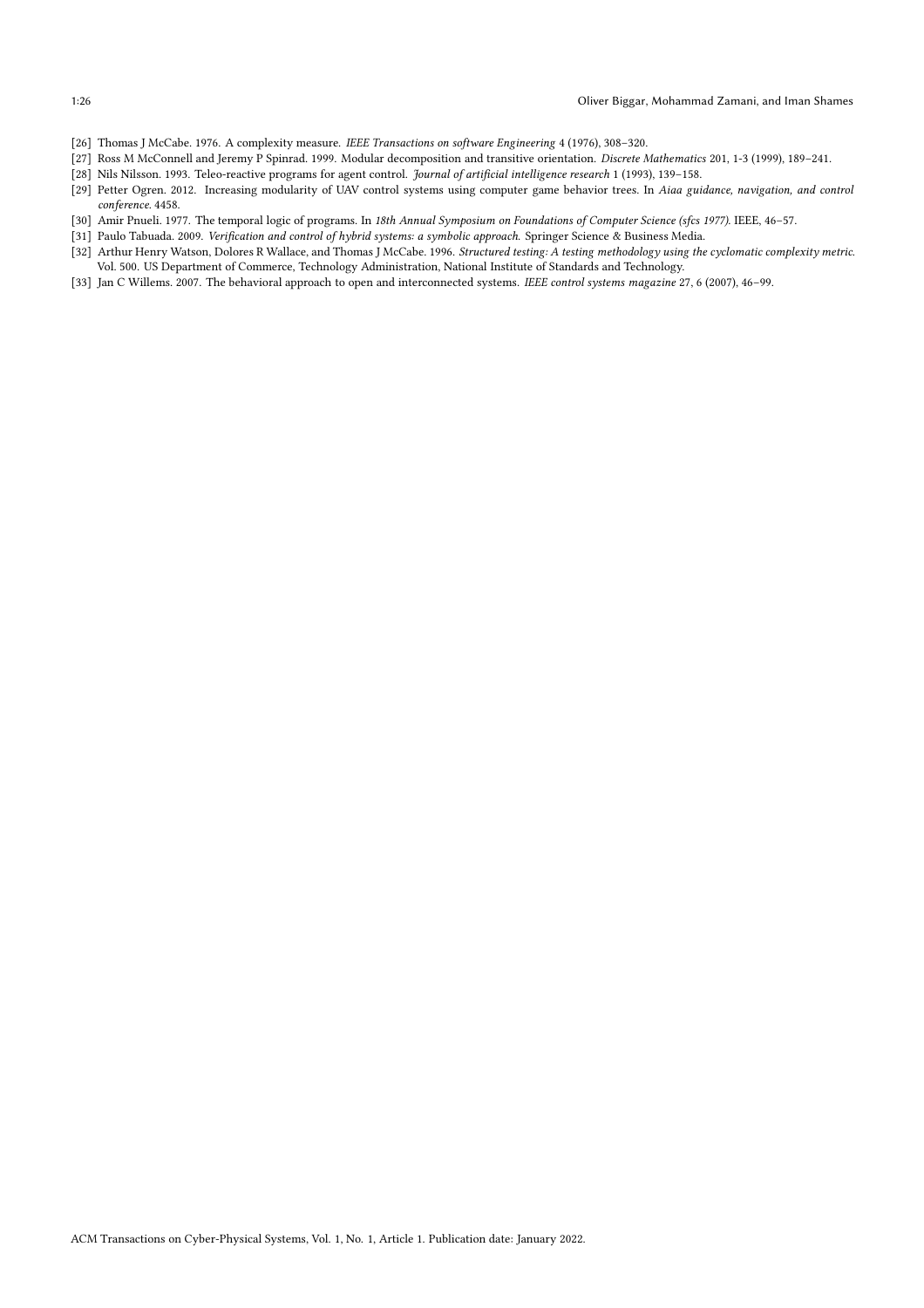[26] Thomas J McCabe. 1976. A complexity measure. *IEEE Transactions on software Engineering* 4 (1976), 308–320.

[27] Ross M McConnell and Jeremy P Spinrad. 1999. Modular decomposition and transitive orientation. *Discrete Mathematics* 201, 1-3 (1999), 189–241.

[28] Nils Nilsson. 1993. Teleo-reactive programs for agent control. *Journal of artificial intelligence research* 1 (1993), 139–158.

[29] Petter Ogren. 2012. Increasing modularity of UAV control systems using computer game behavior trees. In *Aiaa guidance, navigation, and control conference*. 4458.

[30] Amir Pnueli. 1977. The temporal logic of programs. In *18th Annual Symposium on Foundations of Computer Science (sfcs 1977)*. IEEE, 46–57.

[31] Paulo Tabuada. 2009. *Verification and control of hybrid systems: a symbolic approach*. Springer Science & Business Media.

[32] Arthur Henry Watson, Dolores R Wallace, and Thomas J McCabe. 1996. *Structured testing: A testing methodology using the cyclomatic complexity metric*. Vol. 500. US Department of Commerce, Technology Administration, National Institute of Standards and Technology.

[33] Jan C Willems. 2007. The behavioral approach to open and interconnected systems. *IEEE control systems magazine* 27, 6 (2007), 46–99.